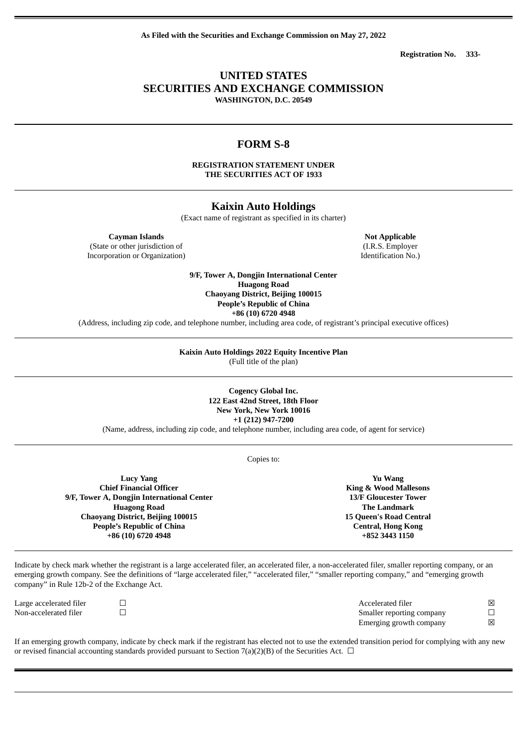**As Filed with the Securities and Exchange Commission on May 27, 2022**

**Registration No. 333-**

# UNITED STATES
# SECURITIES AND EXCHANGE COMMISSION
**WASHINGTON, D.C. 20549**

## FORM S-8

**REGISTRATION STATEMENT UNDER**
**THE SECURITIES ACT OF 1933**

## Kaixin Auto Holdings
(Exact name of registrant as specified in its charter)

| **Cayman Islands** | **Not Applicable** |
|---|---|
| (State or other jurisdiction of Incorporation or Organization) | (I.R.S. Employer Identification No.) |

**9/F, Tower A, Dongjin International Center**
**Huagong Road**
**Chaoyang District, Beijing 100015**
**People's Republic of China**
**+86 (10) 6720 4948**
(Address, including zip code, and telephone number, including area code, of registrant's principal executive offices)

**Kaixin Auto Holdings 2022 Equity Incentive Plan**
(Full title of the plan)

**Cogency Global Inc.**
**122 East 42nd Street, 18th Floor**
**New York, New York 10016**
**+1 (212) 947-7200**
(Name, address, including zip code, and telephone number, including area code, of agent for service)

Copies to:

| **Lucy Yang** | **Yu Wang** |
|---|---|
| **Chief Financial Officer** | **King & Wood Mallesons** |
| **9/F, Tower A, Dongjin International Center** | **13/F Gloucester Tower** |
| **Huagong Road** | **The Landmark** |
| **Chaoyang District, Beijing 100015** | **15 Queen's Road Central** |
| **People's Republic of China** | **Central, Hong Kong** |
| **+86 (10) 6720 4948** | **+852 3443 1150** |

Indicate by check mark whether the registrant is a large accelerated filer, an accelerated filer, a non-accelerated filer, smaller reporting company, or an emerging growth company. See the definitions of "large accelerated filer," "accelerated filer," "smaller reporting company," and "emerging growth company" in Rule 12b-2 of the Exchange Act.

| | | | |
|---|---|---|---|
| Large accelerated filer | ☐ | Accelerated filer | ☒ |
| Non-accelerated filer | ☐ | Smaller reporting company | ☐ |
| | | Emerging growth company | ☒ |

If an emerging growth company, indicate by check mark if the registrant has elected not to use the extended transition period for complying with any new or revised financial accounting standards provided pursuant to Section 7(a)(2)(B) of the Securities Act. ☐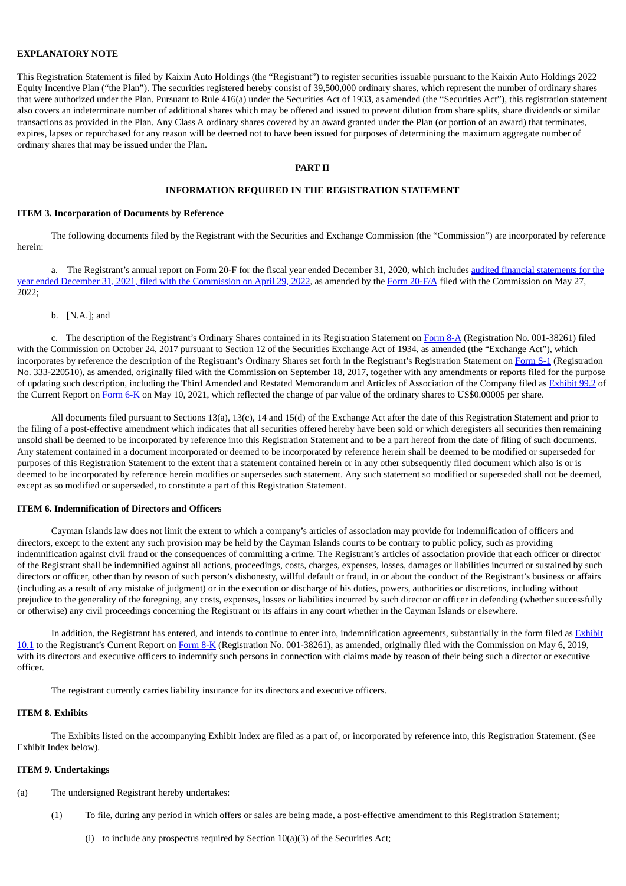**EXPLANATORY NOTE**

This Registration Statement is filed by Kaixin Auto Holdings (the "Registrant") to register securities issuable pursuant to the Kaixin Auto Holdings 2022 Equity Incentive Plan ("the Plan"). The securities registered hereby consist of 39,500,000 ordinary shares, which represent the number of ordinary shares that were authorized under the Plan. Pursuant to Rule 416(a) under the Securities Act of 1933, as amended (the "Securities Act"), this registration statement also covers an indeterminate number of additional shares which may be offered and issued to prevent dilution from share splits, share dividends or similar transactions as provided in the Plan. Any Class A ordinary shares covered by an award granted under the Plan (or portion of an award) that terminates, expires, lapses or repurchased for any reason will be deemed not to have been issued for purposes of determining the maximum aggregate number of ordinary shares that may be issued under the Plan.

**PART II**

**INFORMATION REQUIRED IN THE REGISTRATION STATEMENT**

**ITEM 3. Incorporation of Documents by Reference**

The following documents filed by the Registrant with the Securities and Exchange Commission (the "Commission") are incorporated by reference herein:

a. The Registrant's annual report on Form 20-F for the fiscal year ended December 31, 2020, which includes audited financial statements for the year ended December 31, 2021, filed with the Commission on April 29, 2022, as amended by the Form 20-F/A filed with the Commission on May 27, 2022;

b. [N.A.]; and

c. The description of the Registrant's Ordinary Shares contained in its Registration Statement on Form 8-A (Registration No. 001-38261) filed with the Commission on October 24, 2017 pursuant to Section 12 of the Securities Exchange Act of 1934, as amended (the "Exchange Act"), which incorporates by reference the description of the Registrant's Ordinary Shares set forth in the Registrant's Registration Statement on Form S-1 (Registration No. 333-220510), as amended, originally filed with the Commission on September 18, 2017, together with any amendments or reports filed for the purpose of updating such description, including the Third Amended and Restated Memorandum and Articles of Association of the Company filed as Exhibit 99.2 of the Current Report on Form 6-K on May 10, 2021, which reflected the change of par value of the ordinary shares to US$0.00005 per share.

All documents filed pursuant to Sections 13(a), 13(c), 14 and 15(d) of the Exchange Act after the date of this Registration Statement and prior to the filing of a post-effective amendment which indicates that all securities offered hereby have been sold or which deregisters all securities then remaining unsold shall be deemed to be incorporated by reference into this Registration Statement and to be a part hereof from the date of filing of such documents. Any statement contained in a document incorporated or deemed to be incorporated by reference herein shall be deemed to be modified or superseded for purposes of this Registration Statement to the extent that a statement contained herein or in any other subsequently filed document which also is or is deemed to be incorporated by reference herein modifies or supersedes such statement. Any such statement so modified or superseded shall not be deemed, except as so modified or superseded, to constitute a part of this Registration Statement.

**ITEM 6. Indemnification of Directors and Officers**

Cayman Islands law does not limit the extent to which a company's articles of association may provide for indemnification of officers and directors, except to the extent any such provision may be held by the Cayman Islands courts to be contrary to public policy, such as providing indemnification against civil fraud or the consequences of committing a crime. The Registrant's articles of association provide that each officer or director of the Registrant shall be indemnified against all actions, proceedings, costs, charges, expenses, losses, damages or liabilities incurred or sustained by such directors or officer, other than by reason of such person's dishonesty, willful default or fraud, in or about the conduct of the Registrant's business or affairs (including as a result of any mistake of judgment) or in the execution or discharge of his duties, powers, authorities or discretions, including without prejudice to the generality of the foregoing, any costs, expenses, losses or liabilities incurred by such director or officer in defending (whether successfully or otherwise) any civil proceedings concerning the Registrant or its affairs in any court whether in the Cayman Islands or elsewhere.

In addition, the Registrant has entered, and intends to continue to enter into, indemnification agreements, substantially in the form filed as Exhibit 10.1 to the Registrant's Current Report on Form 8-K (Registration No. 001-38261), as amended, originally filed with the Commission on May 6, 2019, with its directors and executive officers to indemnify such persons in connection with claims made by reason of their being such a director or executive officer.

The registrant currently carries liability insurance for its directors and executive officers.

**ITEM 8. Exhibits**

The Exhibits listed on the accompanying Exhibit Index are filed as a part of, or incorporated by reference into, this Registration Statement. (See Exhibit Index below).

**ITEM 9. Undertakings**

(a) The undersigned Registrant hereby undertakes:

(1) To file, during any period in which offers or sales are being made, a post-effective amendment to this Registration Statement;

(i) to include any prospectus required by Section 10(a)(3) of the Securities Act;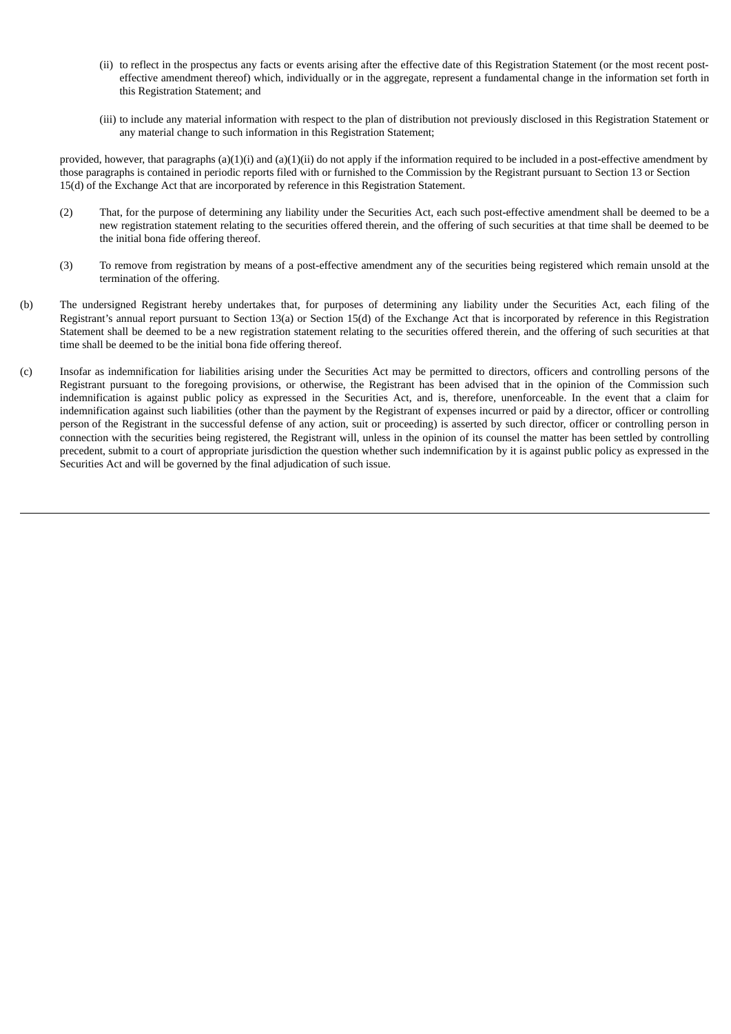(ii) to reflect in the prospectus any facts or events arising after the effective date of this Registration Statement (or the most recent post-effective amendment thereof) which, individually or in the aggregate, represent a fundamental change in the information set forth in this Registration Statement; and

(iii) to include any material information with respect to the plan of distribution not previously disclosed in this Registration Statement or any material change to such information in this Registration Statement;

provided, however, that paragraphs (a)(1)(i) and (a)(1)(ii) do not apply if the information required to be included in a post-effective amendment by those paragraphs is contained in periodic reports filed with or furnished to the Commission by the Registrant pursuant to Section 13 or Section 15(d) of the Exchange Act that are incorporated by reference in this Registration Statement.

(2) That, for the purpose of determining any liability under the Securities Act, each such post-effective amendment shall be deemed to be a new registration statement relating to the securities offered therein, and the offering of such securities at that time shall be deemed to be the initial bona fide offering thereof.

(3) To remove from registration by means of a post-effective amendment any of the securities being registered which remain unsold at the termination of the offering.

(b) The undersigned Registrant hereby undertakes that, for purposes of determining any liability under the Securities Act, each filing of the Registrant's annual report pursuant to Section 13(a) or Section 15(d) of the Exchange Act that is incorporated by reference in this Registration Statement shall be deemed to be a new registration statement relating to the securities offered therein, and the offering of such securities at that time shall be deemed to be the initial bona fide offering thereof.

(c) Insofar as indemnification for liabilities arising under the Securities Act may be permitted to directors, officers and controlling persons of the Registrant pursuant to the foregoing provisions, or otherwise, the Registrant has been advised that in the opinion of the Commission such indemnification is against public policy as expressed in the Securities Act, and is, therefore, unenforceable. In the event that a claim for indemnification against such liabilities (other than the payment by the Registrant of expenses incurred or paid by a director, officer or controlling person of the Registrant in the successful defense of any action, suit or proceeding) is asserted by such director, officer or controlling person in connection with the securities being registered, the Registrant will, unless in the opinion of its counsel the matter has been settled by controlling precedent, submit to a court of appropriate jurisdiction the question whether such indemnification by it is against public policy as expressed in the Securities Act and will be governed by the final adjudication of such issue.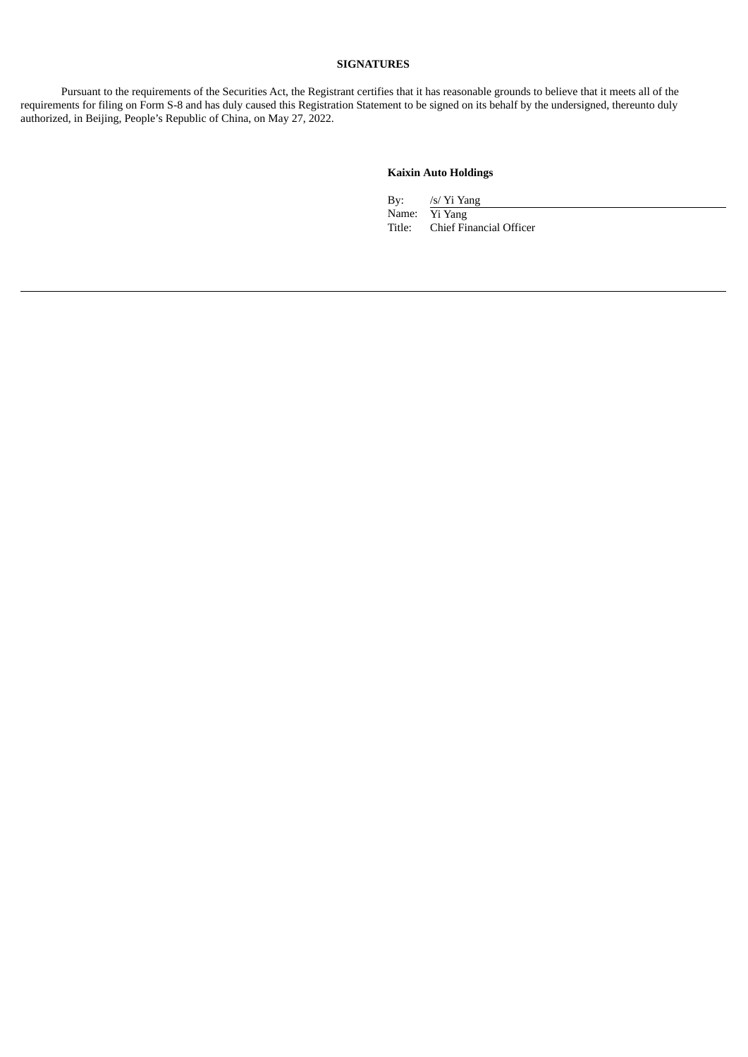**SIGNATURES**

Pursuant to the requirements of the Securities Act, the Registrant certifies that it has reasonable grounds to believe that it meets all of the requirements for filing on Form S-8 and has duly caused this Registration Statement to be signed on its behalf by the undersigned, thereunto duly authorized, in Beijing, People's Republic of China, on May 27, 2022.

**Kaixin Auto Holdings**

By: /s/ Yi Yang
Name: Yi Yang
Title: Chief Financial Officer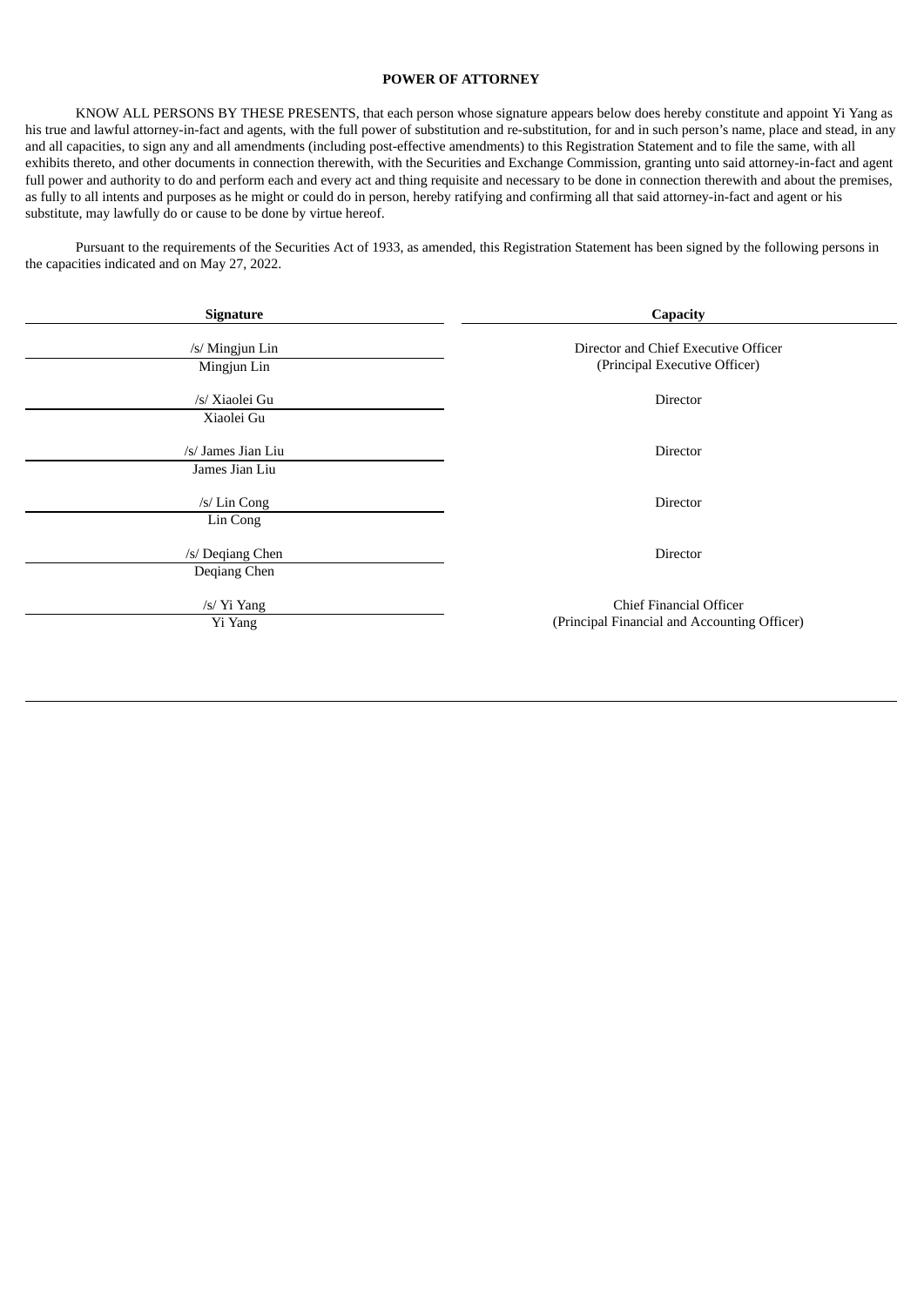**POWER OF ATTORNEY**

KNOW ALL PERSONS BY THESE PRESENTS, that each person whose signature appears below does hereby constitute and appoint Yi Yang as his true and lawful attorney-in-fact and agents, with the full power of substitution and re-substitution, for and in such person's name, place and stead, in any and all capacities, to sign any and all amendments (including post-effective amendments) to this Registration Statement and to file the same, with all exhibits thereto, and other documents in connection therewith, with the Securities and Exchange Commission, granting unto said attorney-in-fact and agent full power and authority to do and perform each and every act and thing requisite and necessary to be done in connection therewith and about the premises, as fully to all intents and purposes as he might or could do in person, hereby ratifying and confirming all that said attorney-in-fact and agent or his substitute, may lawfully do or cause to be done by virtue hereof.

Pursuant to the requirements of the Securities Act of 1933, as amended, this Registration Statement has been signed by the following persons in the capacities indicated and on May 27, 2022.

| Signature | Capacity |
|---|---|
| /s/ Mingjun Lin<br>Mingjun Lin | Director and Chief Executive Officer<br>(Principal Executive Officer) |
| /s/ Xiaolei Gu<br>Xiaolei Gu | Director |
| /s/ James Jian Liu<br>James Jian Liu | Director |
| /s/ Lin Cong<br>Lin Cong | Director |
| /s/ Deqiang Chen<br>Deqiang Chen | Director |
| /s/ Yi Yang<br>Yi Yang | Chief Financial Officer<br>(Principal Financial and Accounting Officer) |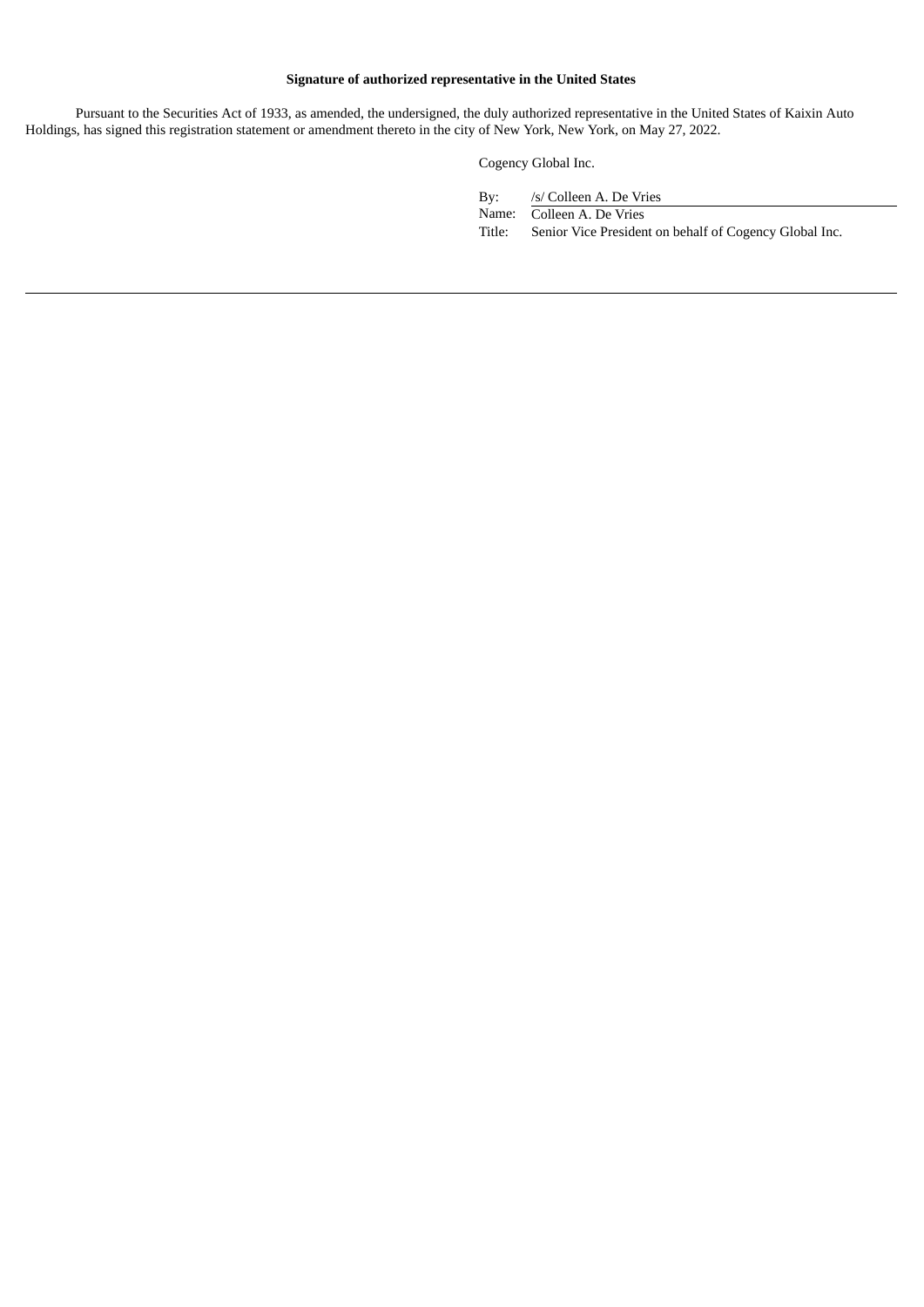**Signature of authorized representative in the United States**

Pursuant to the Securities Act of 1933, as amended, the undersigned, the duly authorized representative in the United States of Kaixin Auto Holdings, has signed this registration statement or amendment thereto in the city of New York, New York, on May 27, 2022.

Cogency Global Inc.

| | |
|---|---|
| By: | /s/ Colleen A. De Vries |
| Name: | Colleen A. De Vries |
| Title: | Senior Vice President on behalf of Cogency Global Inc. |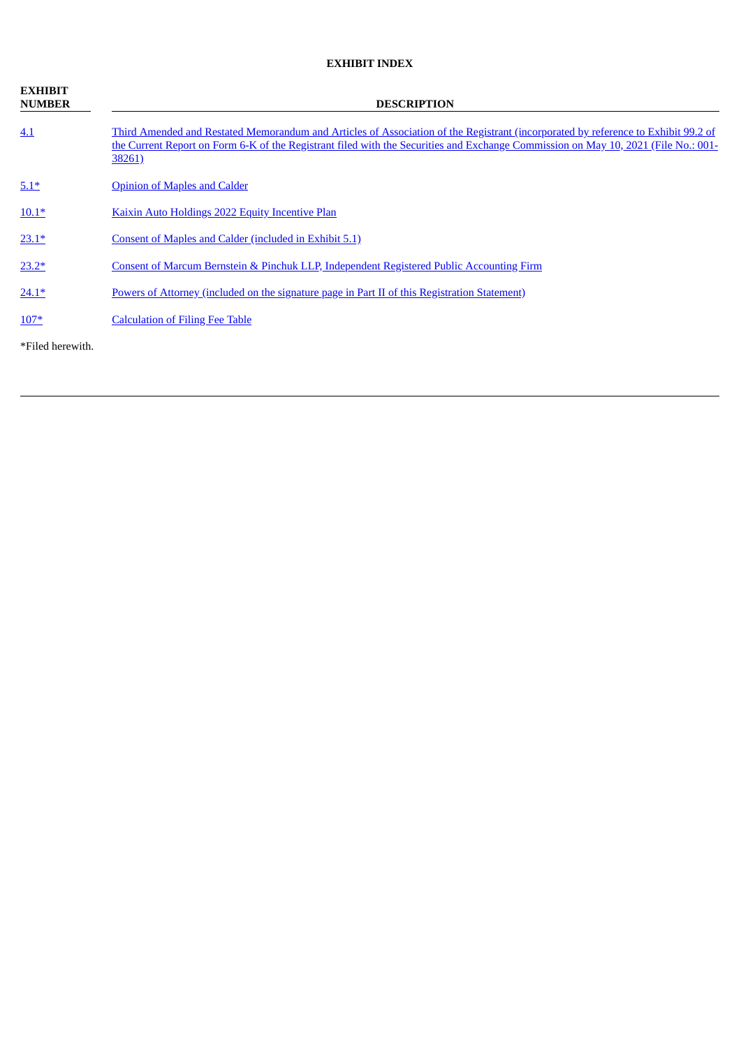## EXHIBIT INDEX

| EXHIBIT NUMBER | DESCRIPTION |
|---|---|
| 4.1 | Third Amended and Restated Memorandum and Articles of Association of the Registrant (incorporated by reference to Exhibit 99.2 of the Current Report on Form 6-K of the Registrant filed with the Securities and Exchange Commission on May 10, 2021 (File No.: 001-38261) |
| 5.1* | Opinion of Maples and Calder |
| 10.1* | Kaixin Auto Holdings 2022 Equity Incentive Plan |
| 23.1* | Consent of Maples and Calder (included in Exhibit 5.1) |
| 23.2* | Consent of Marcum Bernstein & Pinchuk LLP, Independent Registered Public Accounting Firm |
| 24.1* | Powers of Attorney (included on the signature page in Part II of this Registration Statement) |
| 107* | Calculation of Filing Fee Table |

*Filed herewith.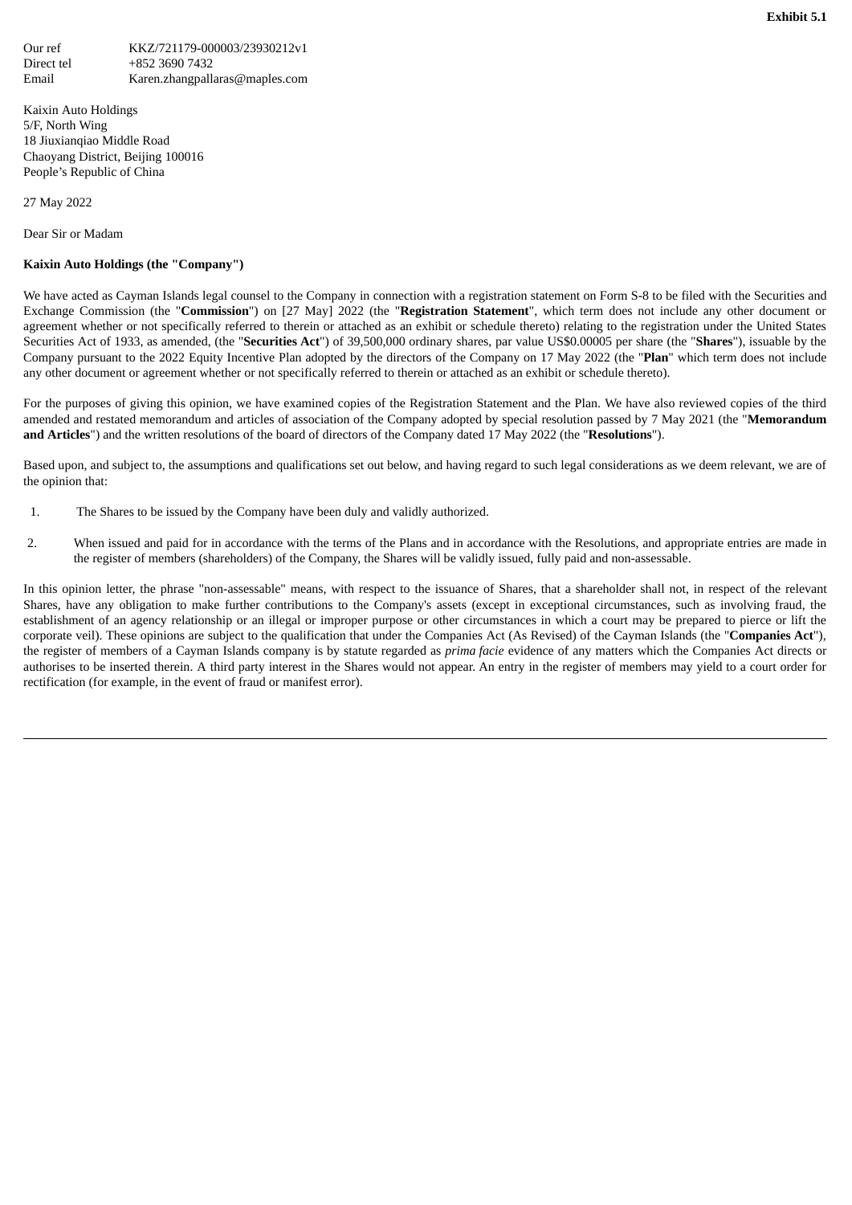**Exhibit 5.1**

Our ref KKZ/721179-000003/23930212v1
Direct tel +852 3690 7432
Email Karen.zhangpallaras@maples.com

Kaixin Auto Holdings
5/F, North Wing
18 Jiuxianqiao Middle Road
Chaoyang District, Beijing 100016
People's Republic of China

27 May 2022

Dear Sir or Madam

**Kaixin Auto Holdings (the "Company")**

We have acted as Cayman Islands legal counsel to the Company in connection with a registration statement on Form S-8 to be filed with the Securities and Exchange Commission (the "**Commission**") on [27 May] 2022 (the "**Registration Statement**", which term does not include any other document or agreement whether or not specifically referred to therein or attached as an exhibit or schedule thereto) relating to the registration under the United States Securities Act of 1933, as amended, (the "**Securities Act**") of 39,500,000 ordinary shares, par value US$0.00005 per share (the "**Shares**"), issuable by the Company pursuant to the 2022 Equity Incentive Plan adopted by the directors of the Company on 17 May 2022 (the "**Plan**" which term does not include any other document or agreement whether or not specifically referred to therein or attached as an exhibit or schedule thereto).

For the purposes of giving this opinion, we have examined copies of the Registration Statement and the Plan. We have also reviewed copies of the third amended and restated memorandum and articles of association of the Company adopted by special resolution passed by 7 May 2021 (the "**Memorandum and Articles**") and the written resolutions of the board of directors of the Company dated 17 May 2022 (the "**Resolutions**").

Based upon, and subject to, the assumptions and qualifications set out below, and having regard to such legal considerations as we deem relevant, we are of the opinion that:

1. The Shares to be issued by the Company have been duly and validly authorized.

2. When issued and paid for in accordance with the terms of the Plans and in accordance with the Resolutions, and appropriate entries are made in the register of members (shareholders) of the Company, the Shares will be validly issued, fully paid and non-assessable.

In this opinion letter, the phrase "non-assessable" means, with respect to the issuance of Shares, that a shareholder shall not, in respect of the relevant Shares, have any obligation to make further contributions to the Company's assets (except in exceptional circumstances, such as involving fraud, the establishment of an agency relationship or an illegal or improper purpose or other circumstances in which a court may be prepared to pierce or lift the corporate veil). These opinions are subject to the qualification that under the Companies Act (As Revised) of the Cayman Islands (the "**Companies Act**"), the register of members of a Cayman Islands company is by statute regarded as *prima facie* evidence of any matters which the Companies Act directs or authorises to be inserted therein. A third party interest in the Shares would not appear. An entry in the register of members may yield to a court order for rectification (for example, in the event of fraud or manifest error).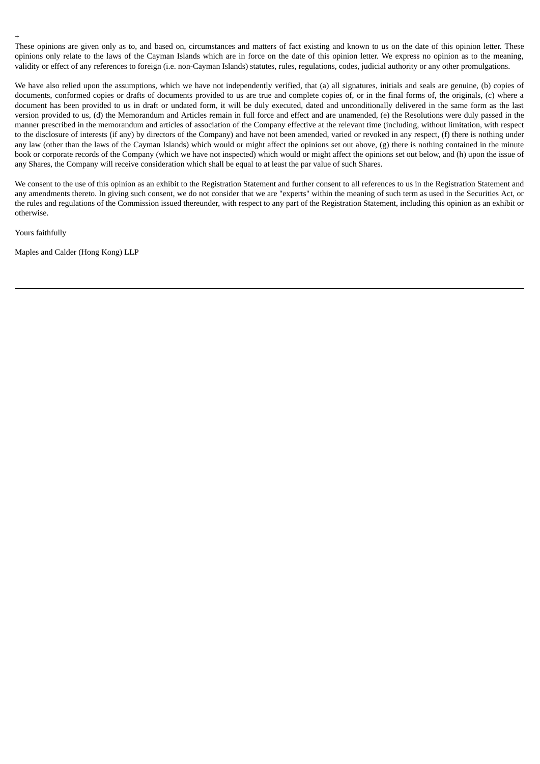+

These opinions are given only as to, and based on, circumstances and matters of fact existing and known to us on the date of this opinion letter. These opinions only relate to the laws of the Cayman Islands which are in force on the date of this opinion letter. We express no opinion as to the meaning, validity or effect of any references to foreign (i.e. non-Cayman Islands) statutes, rules, regulations, codes, judicial authority or any other promulgations.

We have also relied upon the assumptions, which we have not independently verified, that (a) all signatures, initials and seals are genuine, (b) copies of documents, conformed copies or drafts of documents provided to us are true and complete copies of, or in the final forms of, the originals, (c) where a document has been provided to us in draft or undated form, it will be duly executed, dated and unconditionally delivered in the same form as the last version provided to us, (d) the Memorandum and Articles remain in full force and effect and are unamended, (e) the Resolutions were duly passed in the manner prescribed in the memorandum and articles of association of the Company effective at the relevant time (including, without limitation, with respect to the disclosure of interests (if any) by directors of the Company) and have not been amended, varied or revoked in any respect, (f) there is nothing under any law (other than the laws of the Cayman Islands) which would or might affect the opinions set out above, (g) there is nothing contained in the minute book or corporate records of the Company (which we have not inspected) which would or might affect the opinions set out below, and (h) upon the issue of any Shares, the Company will receive consideration which shall be equal to at least the par value of such Shares.

We consent to the use of this opinion as an exhibit to the Registration Statement and further consent to all references to us in the Registration Statement and any amendments thereto. In giving such consent, we do not consider that we are "experts" within the meaning of such term as used in the Securities Act, or the rules and regulations of the Commission issued thereunder, with respect to any part of the Registration Statement, including this opinion as an exhibit or otherwise.

Yours faithfully

Maples and Calder (Hong Kong) LLP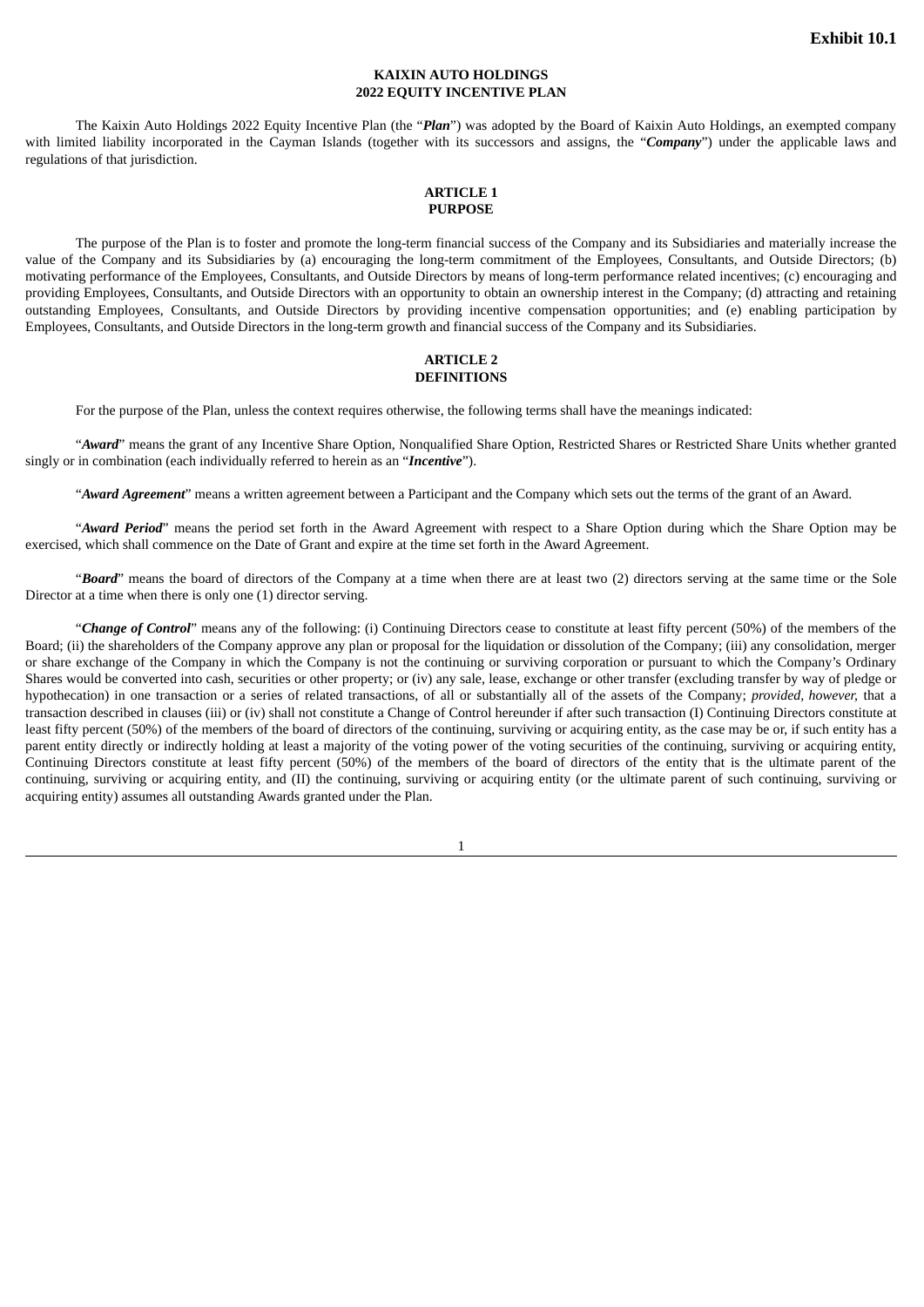**Exhibit 10.1**

# KAIXIN AUTO HOLDINGS
# 2022 EQUITY INCENTIVE PLAN

The Kaixin Auto Holdings 2022 Equity Incentive Plan (the "***Plan***") was adopted by the Board of Kaixin Auto Holdings, an exempted company with limited liability incorporated in the Cayman Islands (together with its successors and assigns, the "***Company***") under the applicable laws and regulations of that jurisdiction.

## ARTICLE 1
## PURPOSE

The purpose of the Plan is to foster and promote the long-term financial success of the Company and its Subsidiaries and materially increase the value of the Company and its Subsidiaries by (a) encouraging the long-term commitment of the Employees, Consultants, and Outside Directors; (b) motivating performance of the Employees, Consultants, and Outside Directors by means of long-term performance related incentives; (c) encouraging and providing Employees, Consultants, and Outside Directors with an opportunity to obtain an ownership interest in the Company; (d) attracting and retaining outstanding Employees, Consultants, and Outside Directors by providing incentive compensation opportunities; and (e) enabling participation by Employees, Consultants, and Outside Directors in the long-term growth and financial success of the Company and its Subsidiaries.

## ARTICLE 2
## DEFINITIONS

For the purpose of the Plan, unless the context requires otherwise, the following terms shall have the meanings indicated:

"***Award***" means the grant of any Incentive Share Option, Nonqualified Share Option, Restricted Shares or Restricted Share Units whether granted singly or in combination (each individually referred to herein as an "***Incentive***").

"***Award Agreement***" means a written agreement between a Participant and the Company which sets out the terms of the grant of an Award.

"***Award Period***" means the period set forth in the Award Agreement with respect to a Share Option during which the Share Option may be exercised, which shall commence on the Date of Grant and expire at the time set forth in the Award Agreement.

"***Board***" means the board of directors of the Company at a time when there are at least two (2) directors serving at the same time or the Sole Director at a time when there is only one (1) director serving.

"***Change of Control***" means any of the following: (i) Continuing Directors cease to constitute at least fifty percent (50%) of the members of the Board; (ii) the shareholders of the Company approve any plan or proposal for the liquidation or dissolution of the Company; (iii) any consolidation, merger or share exchange of the Company in which the Company is not the continuing or surviving corporation or pursuant to which the Company's Ordinary Shares would be converted into cash, securities or other property; or (iv) any sale, lease, exchange or other transfer (excluding transfer by way of pledge or hypothecation) in one transaction or a series of related transactions, of all or substantially all of the assets of the Company; *provided, however,* that a transaction described in clauses (iii) or (iv) shall not constitute a Change of Control hereunder if after such transaction (I) Continuing Directors constitute at least fifty percent (50%) of the members of the board of directors of the continuing, surviving or acquiring entity, as the case may be or, if such entity has a parent entity directly or indirectly holding at least a majority of the voting power of the voting securities of the continuing, surviving or acquiring entity, Continuing Directors constitute at least fifty percent (50%) of the members of the board of directors of the entity that is the ultimate parent of the continuing, surviving or acquiring entity, and (II) the continuing, surviving or acquiring entity (or the ultimate parent of such continuing, surviving or acquiring entity) assumes all outstanding Awards granted under the Plan.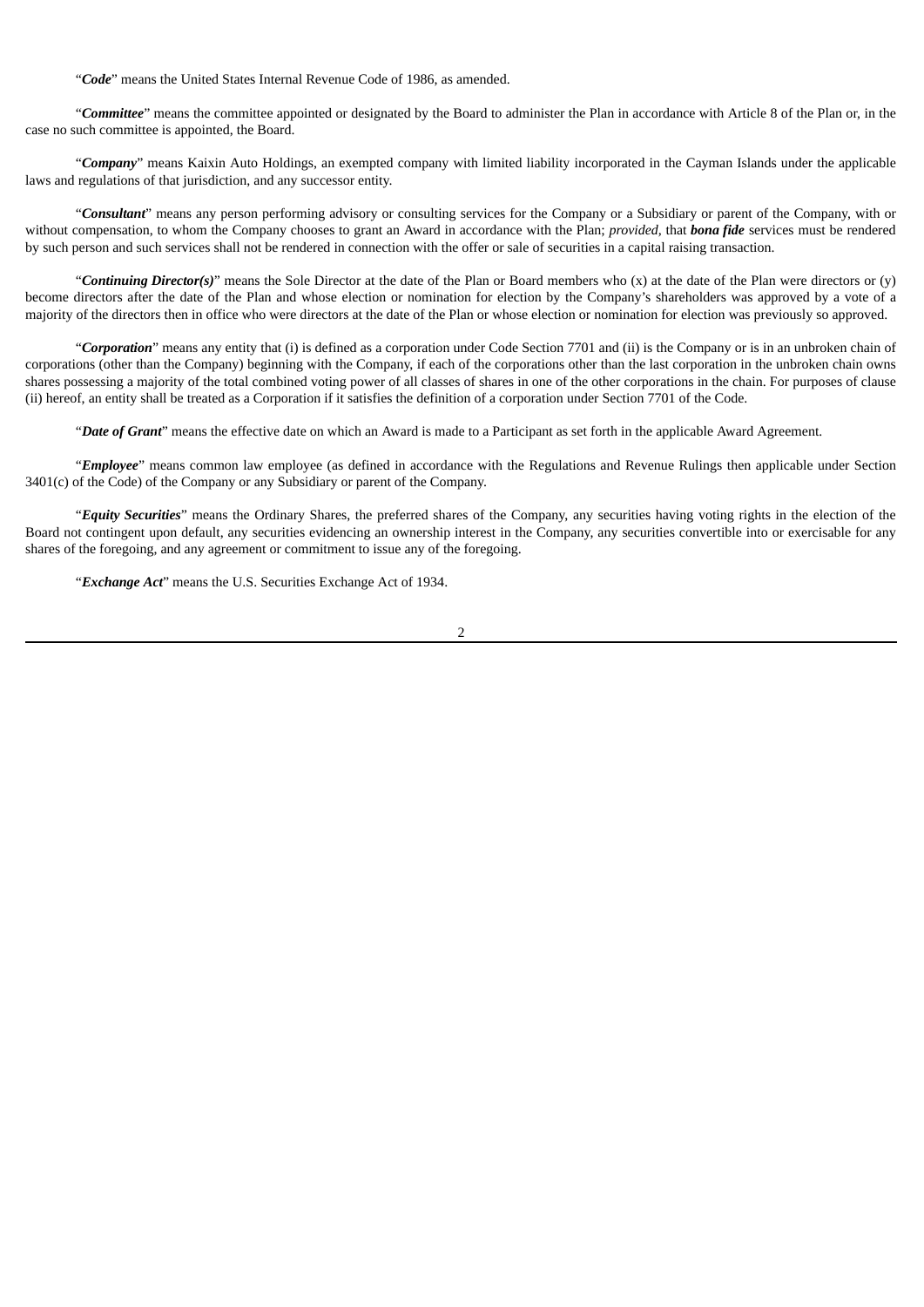"***Code***" means the United States Internal Revenue Code of 1986, as amended.

"***Committee***" means the committee appointed or designated by the Board to administer the Plan in accordance with Article 8 of the Plan or, in the case no such committee is appointed, the Board.

"***Company***" means Kaixin Auto Holdings, an exempted company with limited liability incorporated in the Cayman Islands under the applicable laws and regulations of that jurisdiction, and any successor entity.

"***Consultant***" means any person performing advisory or consulting services for the Company or a Subsidiary or parent of the Company, with or without compensation, to whom the Company chooses to grant an Award in accordance with the Plan; *provided*, that ***bona fide*** services must be rendered by such person and such services shall not be rendered in connection with the offer or sale of securities in a capital raising transaction.

"***Continuing Director(s)***" means the Sole Director at the date of the Plan or Board members who (x) at the date of the Plan were directors or (y) become directors after the date of the Plan and whose election or nomination for election by the Company's shareholders was approved by a vote of a majority of the directors then in office who were directors at the date of the Plan or whose election or nomination for election was previously so approved.

"***Corporation***" means any entity that (i) is defined as a corporation under Code Section 7701 and (ii) is the Company or is in an unbroken chain of corporations (other than the Company) beginning with the Company, if each of the corporations other than the last corporation in the unbroken chain owns shares possessing a majority of the total combined voting power of all classes of shares in one of the other corporations in the chain. For purposes of clause (ii) hereof, an entity shall be treated as a Corporation if it satisfies the definition of a corporation under Section 7701 of the Code.

"***Date of Grant***" means the effective date on which an Award is made to a Participant as set forth in the applicable Award Agreement.

"***Employee***" means common law employee (as defined in accordance with the Regulations and Revenue Rulings then applicable under Section 3401(c) of the Code) of the Company or any Subsidiary or parent of the Company.

"***Equity Securities***" means the Ordinary Shares, the preferred shares of the Company, any securities having voting rights in the election of the Board not contingent upon default, any securities evidencing an ownership interest in the Company, any securities convertible into or exercisable for any shares of the foregoing, and any agreement or commitment to issue any of the foregoing.

"***Exchange Act***" means the U.S. Securities Exchange Act of 1934.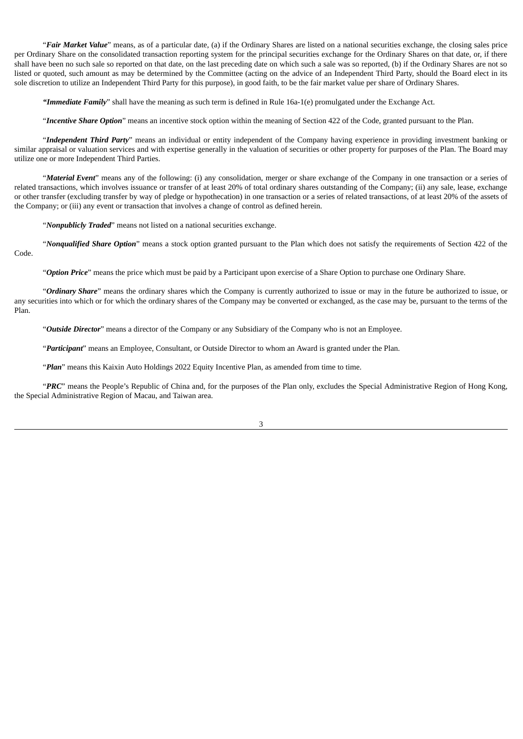"***Fair Market Value***" means, as of a particular date, (a) if the Ordinary Shares are listed on a national securities exchange, the closing sales price per Ordinary Share on the consolidated transaction reporting system for the principal securities exchange for the Ordinary Shares on that date, or, if there shall have been no such sale so reported on that date, on the last preceding date on which such a sale was so reported, (b) if the Ordinary Shares are not so listed or quoted, such amount as may be determined by the Committee (acting on the advice of an Independent Third Party, should the Board elect in its sole discretion to utilize an Independent Third Party for this purpose), in good faith, to be the fair market value per share of Ordinary Shares.

"***Immediate Family***" shall have the meaning as such term is defined in Rule 16a-1(e) promulgated under the Exchange Act.

"***Incentive Share Option***" means an incentive stock option within the meaning of Section 422 of the Code, granted pursuant to the Plan.

"***Independent Third Party***" means an individual or entity independent of the Company having experience in providing investment banking or similar appraisal or valuation services and with expertise generally in the valuation of securities or other property for purposes of the Plan. The Board may utilize one or more Independent Third Parties.

"***Material Event***" means any of the following: (i) any consolidation, merger or share exchange of the Company in one transaction or a series of related transactions, which involves issuance or transfer of at least 20% of total ordinary shares outstanding of the Company; (ii) any sale, lease, exchange or other transfer (excluding transfer by way of pledge or hypothecation) in one transaction or a series of related transactions, of at least 20% of the assets of the Company; or (iii) any event or transaction that involves a change of control as defined herein.

"***Nonpublicly Traded***" means not listed on a national securities exchange.

"***Nonqualified Share Option***" means a stock option granted pursuant to the Plan which does not satisfy the requirements of Section 422 of the Code.

"***Option Price***" means the price which must be paid by a Participant upon exercise of a Share Option to purchase one Ordinary Share.

"***Ordinary Share***" means the ordinary shares which the Company is currently authorized to issue or may in the future be authorized to issue, or any securities into which or for which the ordinary shares of the Company may be converted or exchanged, as the case may be, pursuant to the terms of the Plan.

"***Outside Director***" means a director of the Company or any Subsidiary of the Company who is not an Employee.

"***Participant***" means an Employee, Consultant, or Outside Director to whom an Award is granted under the Plan.

"***Plan***" means this Kaixin Auto Holdings 2022 Equity Incentive Plan, as amended from time to time.

"***PRC***" means the People's Republic of China and, for the purposes of the Plan only, excludes the Special Administrative Region of Hong Kong, the Special Administrative Region of Macau, and Taiwan area.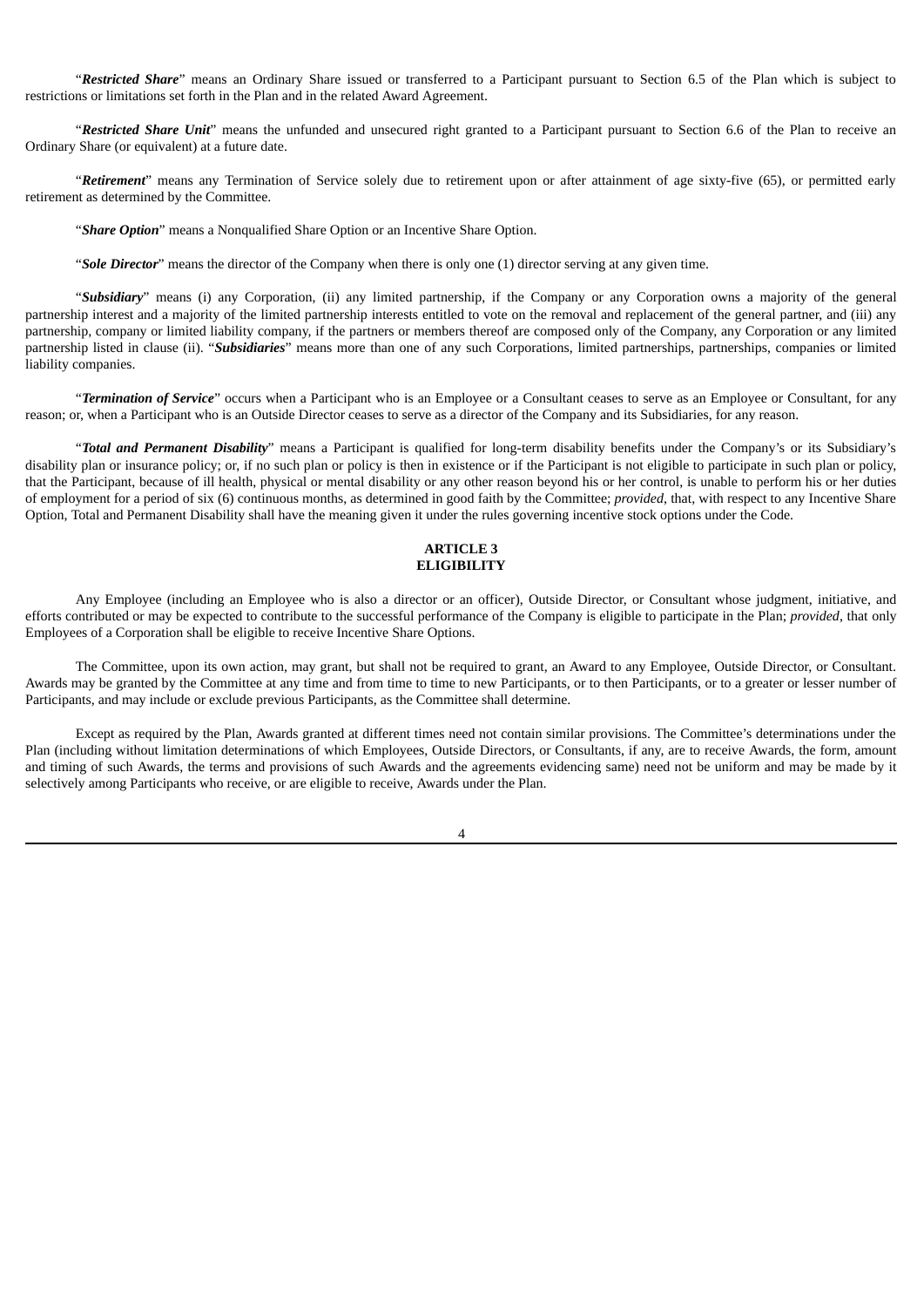"***Restricted Share***" means an Ordinary Share issued or transferred to a Participant pursuant to Section 6.5 of the Plan which is subject to restrictions or limitations set forth in the Plan and in the related Award Agreement.

"***Restricted Share Unit***" means the unfunded and unsecured right granted to a Participant pursuant to Section 6.6 of the Plan to receive an Ordinary Share (or equivalent) at a future date.

"***Retirement***" means any Termination of Service solely due to retirement upon or after attainment of age sixty-five (65), or permitted early retirement as determined by the Committee.

"***Share Option***" means a Nonqualified Share Option or an Incentive Share Option.

"***Sole Director***" means the director of the Company when there is only one (1) director serving at any given time.

"***Subsidiary***" means (i) any Corporation, (ii) any limited partnership, if the Company or any Corporation owns a majority of the general partnership interest and a majority of the limited partnership interests entitled to vote on the removal and replacement of the general partner, and (iii) any partnership, company or limited liability company, if the partners or members thereof are composed only of the Company, any Corporation or any limited partnership listed in clause (ii). "***Subsidiaries***" means more than one of any such Corporations, limited partnerships, partnerships, companies or limited liability companies.

"***Termination of Service***" occurs when a Participant who is an Employee or a Consultant ceases to serve as an Employee or Consultant, for any reason; or, when a Participant who is an Outside Director ceases to serve as a director of the Company and its Subsidiaries, for any reason.

"***Total and Permanent Disability***" means a Participant is qualified for long-term disability benefits under the Company's or its Subsidiary's disability plan or insurance policy; or, if no such plan or policy is then in existence or if the Participant is not eligible to participate in such plan or policy, that the Participant, because of ill health, physical or mental disability or any other reason beyond his or her control, is unable to perform his or her duties of employment for a period of six (6) continuous months, as determined in good faith by the Committee; *provided*, that, with respect to any Incentive Share Option, Total and Permanent Disability shall have the meaning given it under the rules governing incentive stock options under the Code.

## ARTICLE 3
## ELIGIBILITY

Any Employee (including an Employee who is also a director or an officer), Outside Director, or Consultant whose judgment, initiative, and efforts contributed or may be expected to contribute to the successful performance of the Company is eligible to participate in the Plan; *provided*, that only Employees of a Corporation shall be eligible to receive Incentive Share Options.

The Committee, upon its own action, may grant, but shall not be required to grant, an Award to any Employee, Outside Director, or Consultant. Awards may be granted by the Committee at any time and from time to time to new Participants, or to then Participants, or to a greater or lesser number of Participants, and may include or exclude previous Participants, as the Committee shall determine.

Except as required by the Plan, Awards granted at different times need not contain similar provisions. The Committee's determinations under the Plan (including without limitation determinations of which Employees, Outside Directors, or Consultants, if any, are to receive Awards, the form, amount and timing of such Awards, the terms and provisions of such Awards and the agreements evidencing same) need not be uniform and may be made by it selectively among Participants who receive, or are eligible to receive, Awards under the Plan.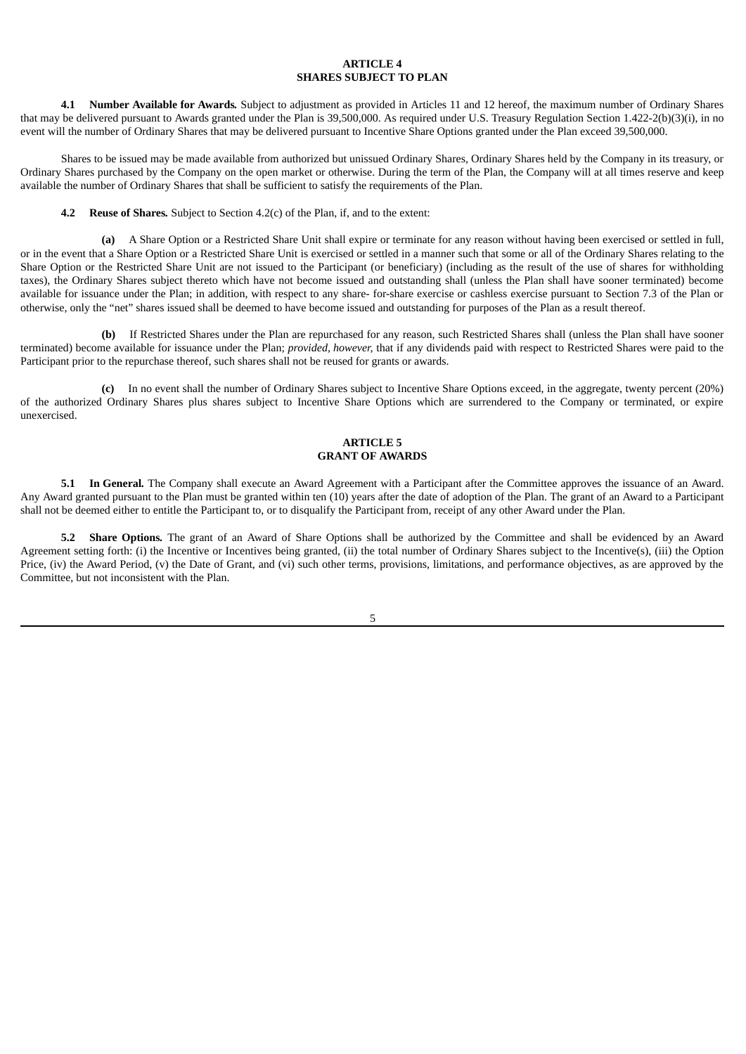## ARTICLE 4
## SHARES SUBJECT TO PLAN

**4.1 Number Available for Awards.** Subject to adjustment as provided in Articles 11 and 12 hereof, the maximum number of Ordinary Shares that may be delivered pursuant to Awards granted under the Plan is 39,500,000. As required under U.S. Treasury Regulation Section 1.422-2(b)(3)(i), in no event will the number of Ordinary Shares that may be delivered pursuant to Incentive Share Options granted under the Plan exceed 39,500,000.

Shares to be issued may be made available from authorized but unissued Ordinary Shares, Ordinary Shares held by the Company in its treasury, or Ordinary Shares purchased by the Company on the open market or otherwise. During the term of the Plan, the Company will at all times reserve and keep available the number of Ordinary Shares that shall be sufficient to satisfy the requirements of the Plan.

**4.2 Reuse of Shares.** Subject to Section 4.2(c) of the Plan, if, and to the extent:

**(a)** A Share Option or a Restricted Share Unit shall expire or terminate for any reason without having been exercised or settled in full, or in the event that a Share Option or a Restricted Share Unit is exercised or settled in a manner such that some or all of the Ordinary Shares relating to the Share Option or the Restricted Share Unit are not issued to the Participant (or beneficiary) (including as the result of the use of shares for withholding taxes), the Ordinary Shares subject thereto which have not become issued and outstanding shall (unless the Plan shall have sooner terminated) become available for issuance under the Plan; in addition, with respect to any share- for-share exercise or cashless exercise pursuant to Section 7.3 of the Plan or otherwise, only the "net" shares issued shall be deemed to have become issued and outstanding for purposes of the Plan as a result thereof.

**(b)** If Restricted Shares under the Plan are repurchased for any reason, such Restricted Shares shall (unless the Plan shall have sooner terminated) become available for issuance under the Plan; *provided, however,* that if any dividends paid with respect to Restricted Shares were paid to the Participant prior to the repurchase thereof, such shares shall not be reused for grants or awards.

**(c)** In no event shall the number of Ordinary Shares subject to Incentive Share Options exceed, in the aggregate, twenty percent (20%) of the authorized Ordinary Shares plus shares subject to Incentive Share Options which are surrendered to the Company or terminated, or expire unexercised.

## ARTICLE 5
## GRANT OF AWARDS

**5.1 In General.** The Company shall execute an Award Agreement with a Participant after the Committee approves the issuance of an Award. Any Award granted pursuant to the Plan must be granted within ten (10) years after the date of adoption of the Plan. The grant of an Award to a Participant shall not be deemed either to entitle the Participant to, or to disqualify the Participant from, receipt of any other Award under the Plan.

**5.2 Share Options.** The grant of an Award of Share Options shall be authorized by the Committee and shall be evidenced by an Award Agreement setting forth: (i) the Incentive or Incentives being granted, (ii) the total number of Ordinary Shares subject to the Incentive(s), (iii) the Option Price, (iv) the Award Period, (v) the Date of Grant, and (vi) such other terms, provisions, limitations, and performance objectives, as are approved by the Committee, but not inconsistent with the Plan.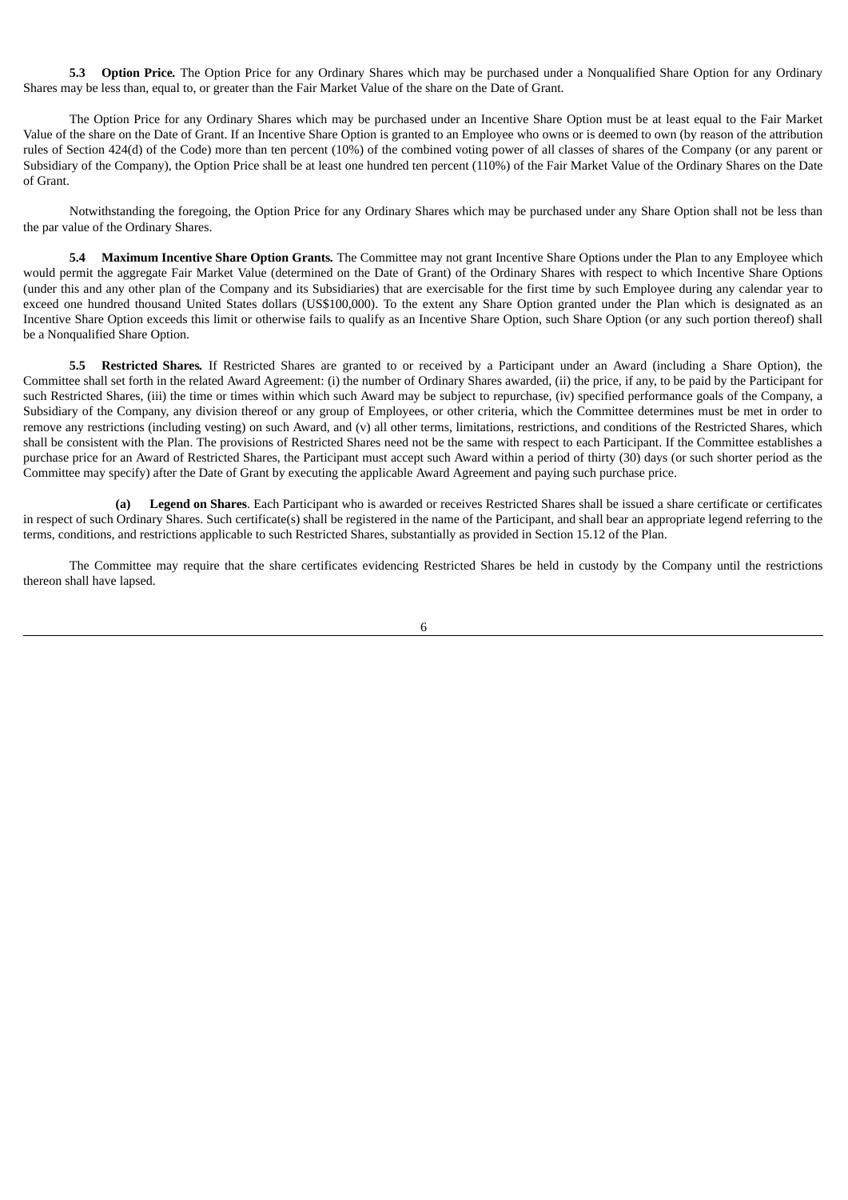**5.3 Option Price.** The Option Price for any Ordinary Shares which may be purchased under a Nonqualified Share Option for any Ordinary Shares may be less than, equal to, or greater than the Fair Market Value of the share on the Date of Grant.

The Option Price for any Ordinary Shares which may be purchased under an Incentive Share Option must be at least equal to the Fair Market Value of the share on the Date of Grant. If an Incentive Share Option is granted to an Employee who owns or is deemed to own (by reason of the attribution rules of Section 424(d) of the Code) more than ten percent (10%) of the combined voting power of all classes of shares of the Company (or any parent or Subsidiary of the Company), the Option Price shall be at least one hundred ten percent (110%) of the Fair Market Value of the Ordinary Shares on the Date of Grant.

Notwithstanding the foregoing, the Option Price for any Ordinary Shares which may be purchased under any Share Option shall not be less than the par value of the Ordinary Shares.

**5.4 Maximum Incentive Share Option Grants.** The Committee may not grant Incentive Share Options under the Plan to any Employee which would permit the aggregate Fair Market Value (determined on the Date of Grant) of the Ordinary Shares with respect to which Incentive Share Options (under this and any other plan of the Company and its Subsidiaries) that are exercisable for the first time by such Employee during any calendar year to exceed one hundred thousand United States dollars (US$100,000). To the extent any Share Option granted under the Plan which is designated as an Incentive Share Option exceeds this limit or otherwise fails to qualify as an Incentive Share Option, such Share Option (or any such portion thereof) shall be a Nonqualified Share Option.

**5.5 Restricted Shares.** If Restricted Shares are granted to or received by a Participant under an Award (including a Share Option), the Committee shall set forth in the related Award Agreement: (i) the number of Ordinary Shares awarded, (ii) the price, if any, to be paid by the Participant for such Restricted Shares, (iii) the time or times within which such Award may be subject to repurchase, (iv) specified performance goals of the Company, a Subsidiary of the Company, any division thereof or any group of Employees, or other criteria, which the Committee determines must be met in order to remove any restrictions (including vesting) on such Award, and (v) all other terms, limitations, restrictions, and conditions of the Restricted Shares, which shall be consistent with the Plan. The provisions of Restricted Shares need not be the same with respect to each Participant. If the Committee establishes a purchase price for an Award of Restricted Shares, the Participant must accept such Award within a period of thirty (30) days (or such shorter period as the Committee may specify) after the Date of Grant by executing the applicable Award Agreement and paying such purchase price.

**(a) Legend on Shares**. Each Participant who is awarded or receives Restricted Shares shall be issued a share certificate or certificates in respect of such Ordinary Shares. Such certificate(s) shall be registered in the name of the Participant, and shall bear an appropriate legend referring to the terms, conditions, and restrictions applicable to such Restricted Shares, substantially as provided in Section 15.12 of the Plan.

The Committee may require that the share certificates evidencing Restricted Shares be held in custody by the Company until the restrictions thereon shall have lapsed.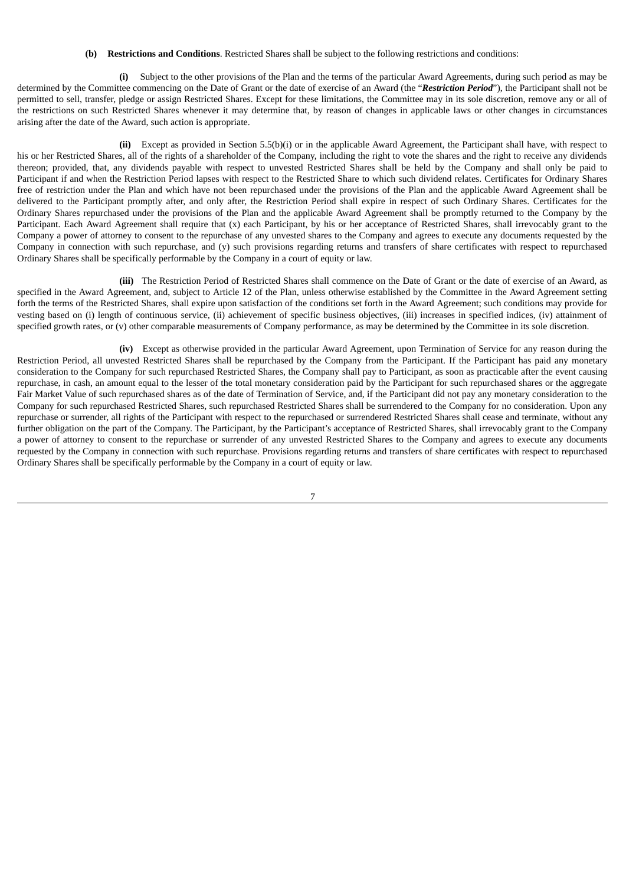**(b) Restrictions and Conditions**. Restricted Shares shall be subject to the following restrictions and conditions:

**(i)** Subject to the other provisions of the Plan and the terms of the particular Award Agreements, during such period as may be determined by the Committee commencing on the Date of Grant or the date of exercise of an Award (the "***Restriction Period***"), the Participant shall not be permitted to sell, transfer, pledge or assign Restricted Shares. Except for these limitations, the Committee may in its sole discretion, remove any or all of the restrictions on such Restricted Shares whenever it may determine that, by reason of changes in applicable laws or other changes in circumstances arising after the date of the Award, such action is appropriate.

**(ii)** Except as provided in Section 5.5(b)(i) or in the applicable Award Agreement, the Participant shall have, with respect to his or her Restricted Shares, all of the rights of a shareholder of the Company, including the right to vote the shares and the right to receive any dividends thereon; provided, that, any dividends payable with respect to unvested Restricted Shares shall be held by the Company and shall only be paid to Participant if and when the Restriction Period lapses with respect to the Restricted Share to which such dividend relates. Certificates for Ordinary Shares free of restriction under the Plan and which have not been repurchased under the provisions of the Plan and the applicable Award Agreement shall be delivered to the Participant promptly after, and only after, the Restriction Period shall expire in respect of such Ordinary Shares. Certificates for the Ordinary Shares repurchased under the provisions of the Plan and the applicable Award Agreement shall be promptly returned to the Company by the Participant. Each Award Agreement shall require that (x) each Participant, by his or her acceptance of Restricted Shares, shall irrevocably grant to the Company a power of attorney to consent to the repurchase of any unvested shares to the Company and agrees to execute any documents requested by the Company in connection with such repurchase, and (y) such provisions regarding returns and transfers of share certificates with respect to repurchased Ordinary Shares shall be specifically performable by the Company in a court of equity or law.

**(iii)** The Restriction Period of Restricted Shares shall commence on the Date of Grant or the date of exercise of an Award, as specified in the Award Agreement, and, subject to Article 12 of the Plan, unless otherwise established by the Committee in the Award Agreement setting forth the terms of the Restricted Shares, shall expire upon satisfaction of the conditions set forth in the Award Agreement; such conditions may provide for vesting based on (i) length of continuous service, (ii) achievement of specific business objectives, (iii) increases in specified indices, (iv) attainment of specified growth rates, or (v) other comparable measurements of Company performance, as may be determined by the Committee in its sole discretion.

**(iv)** Except as otherwise provided in the particular Award Agreement, upon Termination of Service for any reason during the Restriction Period, all unvested Restricted Shares shall be repurchased by the Company from the Participant. If the Participant has paid any monetary consideration to the Company for such repurchased Restricted Shares, the Company shall pay to Participant, as soon as practicable after the event causing repurchase, in cash, an amount equal to the lesser of the total monetary consideration paid by the Participant for such repurchased shares or the aggregate Fair Market Value of such repurchased shares as of the date of Termination of Service, and, if the Participant did not pay any monetary consideration to the Company for such repurchased Restricted Shares, such repurchased Restricted Shares shall be surrendered to the Company for no consideration. Upon any repurchase or surrender, all rights of the Participant with respect to the repurchased or surrendered Restricted Shares shall cease and terminate, without any further obligation on the part of the Company. The Participant, by the Participant's acceptance of Restricted Shares, shall irrevocably grant to the Company a power of attorney to consent to the repurchase or surrender of any unvested Restricted Shares to the Company and agrees to execute any documents requested by the Company in connection with such repurchase. Provisions regarding returns and transfers of share certificates with respect to repurchased Ordinary Shares shall be specifically performable by the Company in a court of equity or law.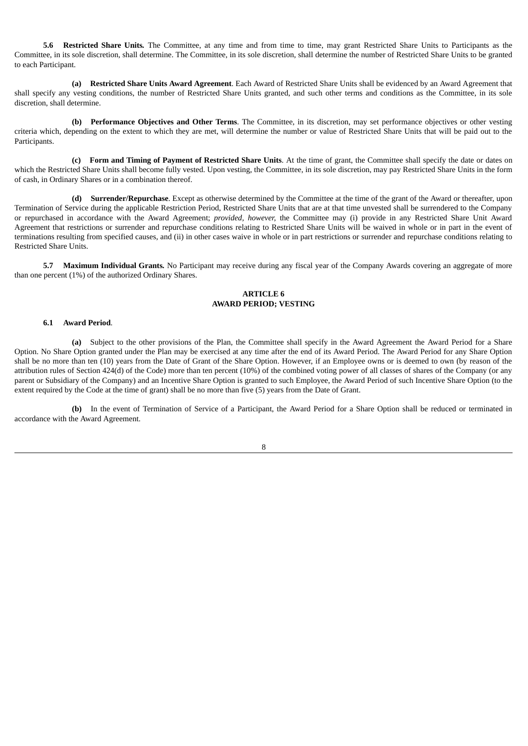**5.6 Restricted Share Units.** The Committee, at any time and from time to time, may grant Restricted Share Units to Participants as the Committee, in its sole discretion, shall determine. The Committee, in its sole discretion, shall determine the number of Restricted Share Units to be granted to each Participant.

**(a) Restricted Share Units Award Agreement**. Each Award of Restricted Share Units shall be evidenced by an Award Agreement that shall specify any vesting conditions, the number of Restricted Share Units granted, and such other terms and conditions as the Committee, in its sole discretion, shall determine.

**(b) Performance Objectives and Other Terms**. The Committee, in its discretion, may set performance objectives or other vesting criteria which, depending on the extent to which they are met, will determine the number or value of Restricted Share Units that will be paid out to the Participants.

**(c) Form and Timing of Payment of Restricted Share Units**. At the time of grant, the Committee shall specify the date or dates on which the Restricted Share Units shall become fully vested. Upon vesting, the Committee, in its sole discretion, may pay Restricted Share Units in the form of cash, in Ordinary Shares or in a combination thereof.

**(d) Surrender/Repurchase**. Except as otherwise determined by the Committee at the time of the grant of the Award or thereafter, upon Termination of Service during the applicable Restriction Period, Restricted Share Units that are at that time unvested shall be surrendered to the Company or repurchased in accordance with the Award Agreement; *provided, however,* the Committee may (i) provide in any Restricted Share Unit Award Agreement that restrictions or surrender and repurchase conditions relating to Restricted Share Units will be waived in whole or in part in the event of terminations resulting from specified causes, and (ii) in other cases waive in whole or in part restrictions or surrender and repurchase conditions relating to Restricted Share Units.

**5.7 Maximum Individual Grants.** No Participant may receive during any fiscal year of the Company Awards covering an aggregate of more than one percent (1%) of the authorized Ordinary Shares.

## ARTICLE 6
## AWARD PERIOD; VESTING

**6.1 Award Period**.

**(a)** Subject to the other provisions of the Plan, the Committee shall specify in the Award Agreement the Award Period for a Share Option. No Share Option granted under the Plan may be exercised at any time after the end of its Award Period. The Award Period for any Share Option shall be no more than ten (10) years from the Date of Grant of the Share Option. However, if an Employee owns or is deemed to own (by reason of the attribution rules of Section 424(d) of the Code) more than ten percent (10%) of the combined voting power of all classes of shares of the Company (or any parent or Subsidiary of the Company) and an Incentive Share Option is granted to such Employee, the Award Period of such Incentive Share Option (to the extent required by the Code at the time of grant) shall be no more than five (5) years from the Date of Grant.

**(b)** In the event of Termination of Service of a Participant, the Award Period for a Share Option shall be reduced or terminated in accordance with the Award Agreement.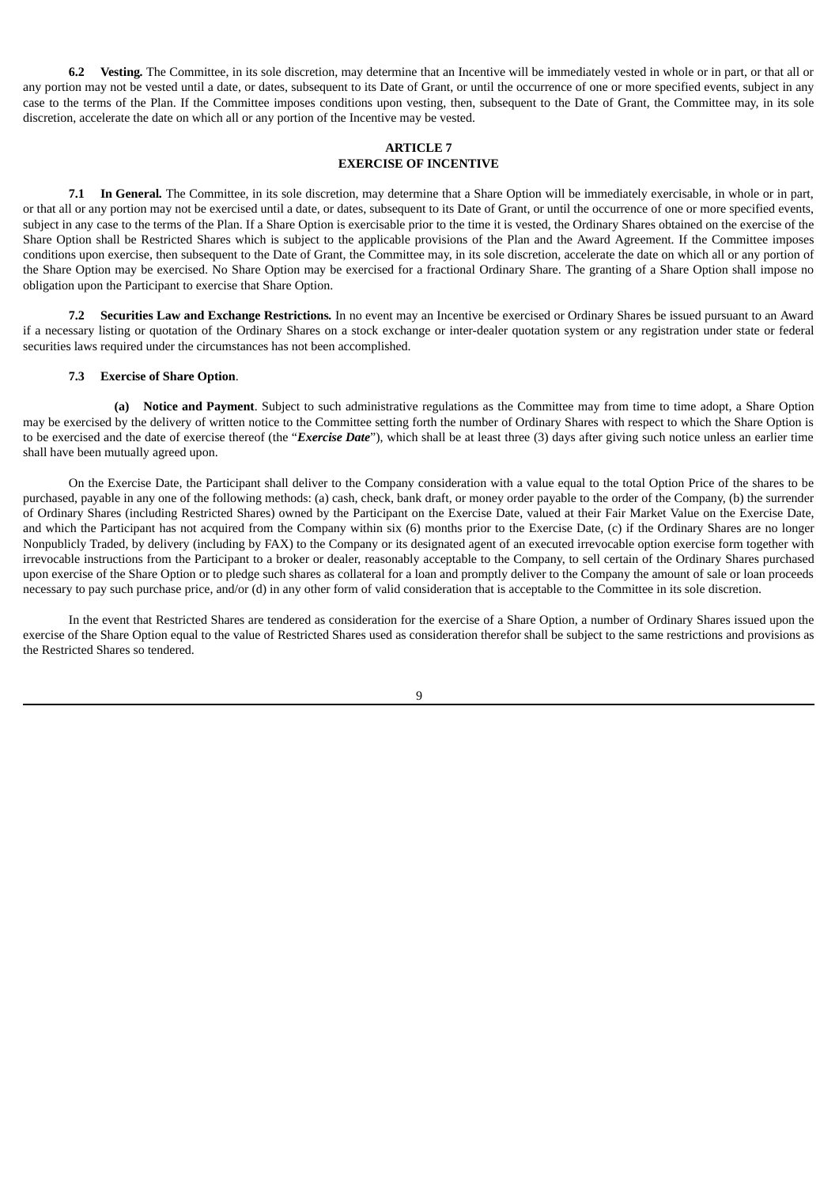**6.2 Vesting.** The Committee, in its sole discretion, may determine that an Incentive will be immediately vested in whole or in part, or that all or any portion may not be vested until a date, or dates, subsequent to its Date of Grant, or until the occurrence of one or more specified events, subject in any case to the terms of the Plan. If the Committee imposes conditions upon vesting, then, subsequent to the Date of Grant, the Committee may, in its sole discretion, accelerate the date on which all or any portion of the Incentive may be vested.

## ARTICLE 7
## EXERCISE OF INCENTIVE

**7.1 In General.** The Committee, in its sole discretion, may determine that a Share Option will be immediately exercisable, in whole or in part, or that all or any portion may not be exercised until a date, or dates, subsequent to its Date of Grant, or until the occurrence of one or more specified events, subject in any case to the terms of the Plan. If a Share Option is exercisable prior to the time it is vested, the Ordinary Shares obtained on the exercise of the Share Option shall be Restricted Shares which is subject to the applicable provisions of the Plan and the Award Agreement. If the Committee imposes conditions upon exercise, then subsequent to the Date of Grant, the Committee may, in its sole discretion, accelerate the date on which all or any portion of the Share Option may be exercised. No Share Option may be exercised for a fractional Ordinary Share. The granting of a Share Option shall impose no obligation upon the Participant to exercise that Share Option.

**7.2 Securities Law and Exchange Restrictions.** In no event may an Incentive be exercised or Ordinary Shares be issued pursuant to an Award if a necessary listing or quotation of the Ordinary Shares on a stock exchange or inter-dealer quotation system or any registration under state or federal securities laws required under the circumstances has not been accomplished.

**7.3 Exercise of Share Option**.

**(a) Notice and Payment**. Subject to such administrative regulations as the Committee may from time to time adopt, a Share Option may be exercised by the delivery of written notice to the Committee setting forth the number of Ordinary Shares with respect to which the Share Option is to be exercised and the date of exercise thereof (the "***Exercise Date***"), which shall be at least three (3) days after giving such notice unless an earlier time shall have been mutually agreed upon.

On the Exercise Date, the Participant shall deliver to the Company consideration with a value equal to the total Option Price of the shares to be purchased, payable in any one of the following methods: (a) cash, check, bank draft, or money order payable to the order of the Company, (b) the surrender of Ordinary Shares (including Restricted Shares) owned by the Participant on the Exercise Date, valued at their Fair Market Value on the Exercise Date, and which the Participant has not acquired from the Company within six (6) months prior to the Exercise Date, (c) if the Ordinary Shares are no longer Nonpublicly Traded, by delivery (including by FAX) to the Company or its designated agent of an executed irrevocable option exercise form together with irrevocable instructions from the Participant to a broker or dealer, reasonably acceptable to the Company, to sell certain of the Ordinary Shares purchased upon exercise of the Share Option or to pledge such shares as collateral for a loan and promptly deliver to the Company the amount of sale or loan proceeds necessary to pay such purchase price, and/or (d) in any other form of valid consideration that is acceptable to the Committee in its sole discretion.

In the event that Restricted Shares are tendered as consideration for the exercise of a Share Option, a number of Ordinary Shares issued upon the exercise of the Share Option equal to the value of Restricted Shares used as consideration therefor shall be subject to the same restrictions and provisions as the Restricted Shares so tendered.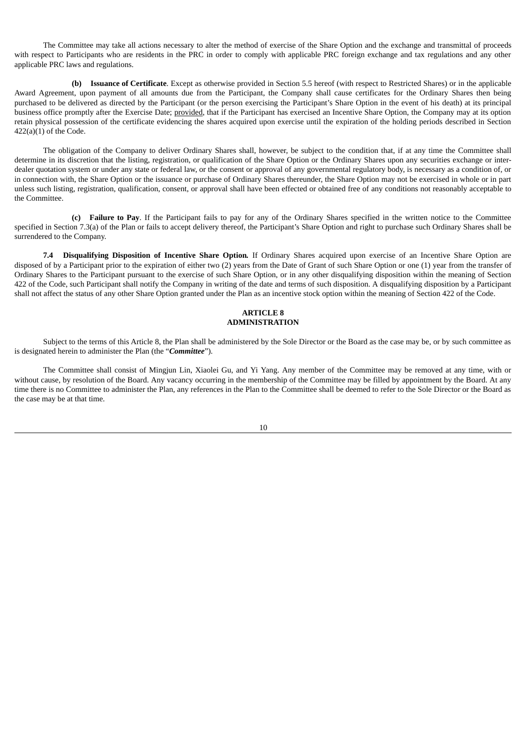The Committee may take all actions necessary to alter the method of exercise of the Share Option and the exchange and transmittal of proceeds with respect to Participants who are residents in the PRC in order to comply with applicable PRC foreign exchange and tax regulations and any other applicable PRC laws and regulations.

**(b) Issuance of Certificate**. Except as otherwise provided in Section 5.5 hereof (with respect to Restricted Shares) or in the applicable Award Agreement, upon payment of all amounts due from the Participant, the Company shall cause certificates for the Ordinary Shares then being purchased to be delivered as directed by the Participant (or the person exercising the Participant's Share Option in the event of his death) at its principal business office promptly after the Exercise Date; provided, that if the Participant has exercised an Incentive Share Option, the Company may at its option retain physical possession of the certificate evidencing the shares acquired upon exercise until the expiration of the holding periods described in Section 422(a)(1) of the Code.

The obligation of the Company to deliver Ordinary Shares shall, however, be subject to the condition that, if at any time the Committee shall determine in its discretion that the listing, registration, or qualification of the Share Option or the Ordinary Shares upon any securities exchange or inter-dealer quotation system or under any state or federal law, or the consent or approval of any governmental regulatory body, is necessary as a condition of, or in connection with, the Share Option or the issuance or purchase of Ordinary Shares thereunder, the Share Option may not be exercised in whole or in part unless such listing, registration, qualification, consent, or approval shall have been effected or obtained free of any conditions not reasonably acceptable to the Committee.

**(c) Failure to Pay**. If the Participant fails to pay for any of the Ordinary Shares specified in the written notice to the Committee specified in Section 7.3(a) of the Plan or fails to accept delivery thereof, the Participant's Share Option and right to purchase such Ordinary Shares shall be surrendered to the Company.

**7.4 Disqualifying Disposition of Incentive Share Option.** If Ordinary Shares acquired upon exercise of an Incentive Share Option are disposed of by a Participant prior to the expiration of either two (2) years from the Date of Grant of such Share Option or one (1) year from the transfer of Ordinary Shares to the Participant pursuant to the exercise of such Share Option, or in any other disqualifying disposition within the meaning of Section 422 of the Code, such Participant shall notify the Company in writing of the date and terms of such disposition. A disqualifying disposition by a Participant shall not affect the status of any other Share Option granted under the Plan as an incentive stock option within the meaning of Section 422 of the Code.

## ARTICLE 8
## ADMINISTRATION

Subject to the terms of this Article 8, the Plan shall be administered by the Sole Director or the Board as the case may be, or by such committee as is designated herein to administer the Plan (the "***Committee***").

The Committee shall consist of Mingjun Lin, Xiaolei Gu, and Yi Yang. Any member of the Committee may be removed at any time, with or without cause, by resolution of the Board. Any vacancy occurring in the membership of the Committee may be filled by appointment by the Board. At any time there is no Committee to administer the Plan, any references in the Plan to the Committee shall be deemed to refer to the Sole Director or the Board as the case may be at that time.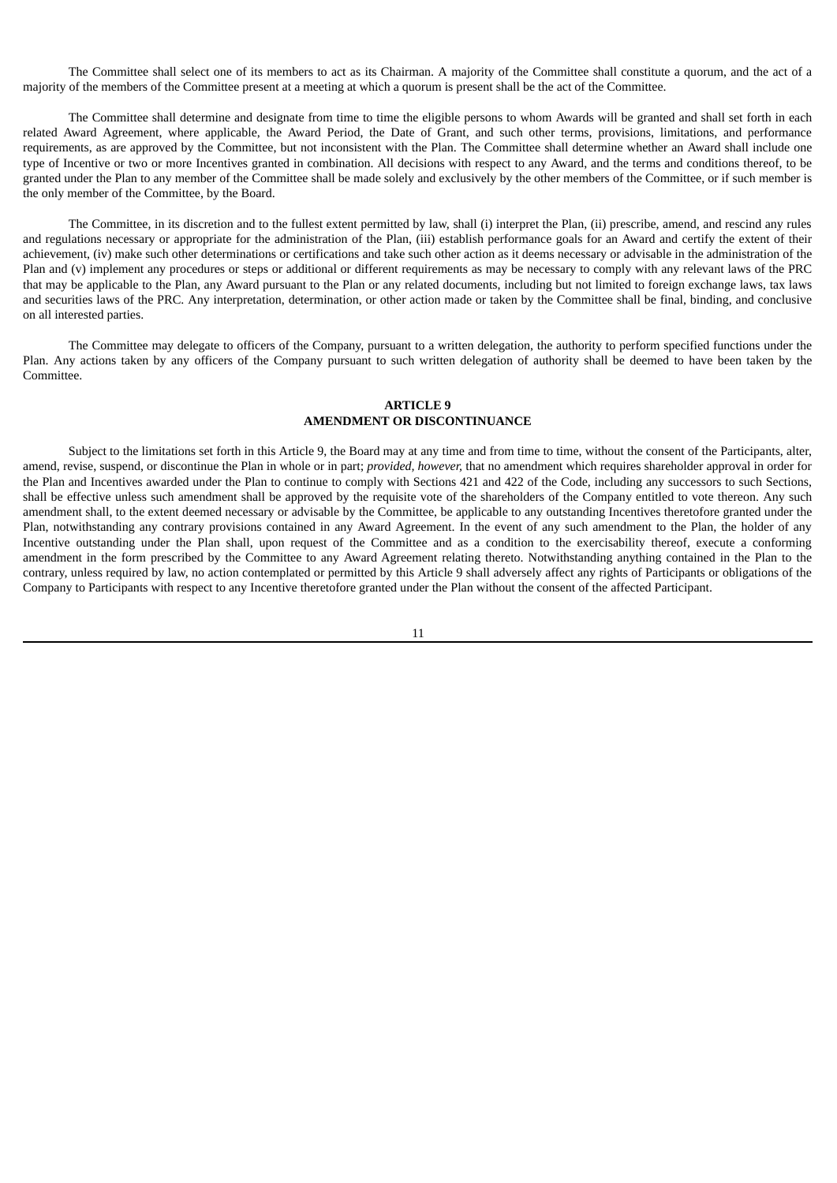The Committee shall select one of its members to act as its Chairman. A majority of the Committee shall constitute a quorum, and the act of a majority of the members of the Committee present at a meeting at which a quorum is present shall be the act of the Committee.

The Committee shall determine and designate from time to time the eligible persons to whom Awards will be granted and shall set forth in each related Award Agreement, where applicable, the Award Period, the Date of Grant, and such other terms, provisions, limitations, and performance requirements, as are approved by the Committee, but not inconsistent with the Plan. The Committee shall determine whether an Award shall include one type of Incentive or two or more Incentives granted in combination. All decisions with respect to any Award, and the terms and conditions thereof, to be granted under the Plan to any member of the Committee shall be made solely and exclusively by the other members of the Committee, or if such member is the only member of the Committee, by the Board.

The Committee, in its discretion and to the fullest extent permitted by law, shall (i) interpret the Plan, (ii) prescribe, amend, and rescind any rules and regulations necessary or appropriate for the administration of the Plan, (iii) establish performance goals for an Award and certify the extent of their achievement, (iv) make such other determinations or certifications and take such other action as it deems necessary or advisable in the administration of the Plan and (v) implement any procedures or steps or additional or different requirements as may be necessary to comply with any relevant laws of the PRC that may be applicable to the Plan, any Award pursuant to the Plan or any related documents, including but not limited to foreign exchange laws, tax laws and securities laws of the PRC. Any interpretation, determination, or other action made or taken by the Committee shall be final, binding, and conclusive on all interested parties.

The Committee may delegate to officers of the Company, pursuant to a written delegation, the authority to perform specified functions under the Plan. Any actions taken by any officers of the Company pursuant to such written delegation of authority shall be deemed to have been taken by the Committee.

## ARTICLE 9
## AMENDMENT OR DISCONTINUANCE

Subject to the limitations set forth in this Article 9, the Board may at any time and from time to time, without the consent of the Participants, alter, amend, revise, suspend, or discontinue the Plan in whole or in part; *provided, however,* that no amendment which requires shareholder approval in order for the Plan and Incentives awarded under the Plan to continue to comply with Sections 421 and 422 of the Code, including any successors to such Sections, shall be effective unless such amendment shall be approved by the requisite vote of the shareholders of the Company entitled to vote thereon. Any such amendment shall, to the extent deemed necessary or advisable by the Committee, be applicable to any outstanding Incentives theretofore granted under the Plan, notwithstanding any contrary provisions contained in any Award Agreement. In the event of any such amendment to the Plan, the holder of any Incentive outstanding under the Plan shall, upon request of the Committee and as a condition to the exercisability thereof, execute a conforming amendment in the form prescribed by the Committee to any Award Agreement relating thereto. Notwithstanding anything contained in the Plan to the contrary, unless required by law, no action contemplated or permitted by this Article 9 shall adversely affect any rights of Participants or obligations of the Company to Participants with respect to any Incentive theretofore granted under the Plan without the consent of the affected Participant.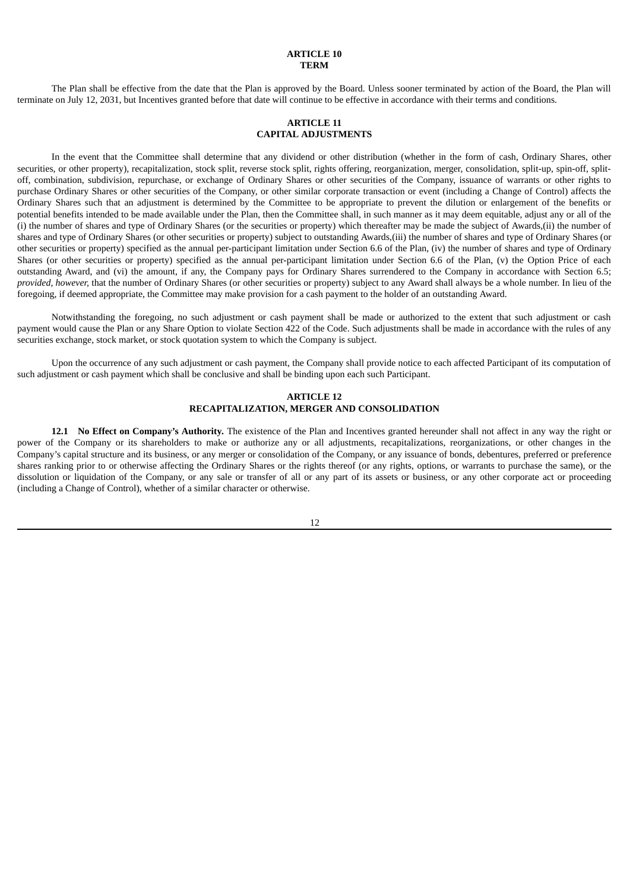## ARTICLE 10
## TERM

The Plan shall be effective from the date that the Plan is approved by the Board. Unless sooner terminated by action of the Board, the Plan will terminate on July 12, 2031, but Incentives granted before that date will continue to be effective in accordance with their terms and conditions.

## ARTICLE 11
## CAPITAL ADJUSTMENTS

In the event that the Committee shall determine that any dividend or other distribution (whether in the form of cash, Ordinary Shares, other securities, or other property), recapitalization, stock split, reverse stock split, rights offering, reorganization, merger, consolidation, split-up, spin-off, split-off, combination, subdivision, repurchase, or exchange of Ordinary Shares or other securities of the Company, issuance of warrants or other rights to purchase Ordinary Shares or other securities of the Company, or other similar corporate transaction or event (including a Change of Control) affects the Ordinary Shares such that an adjustment is determined by the Committee to be appropriate to prevent the dilution or enlargement of the benefits or potential benefits intended to be made available under the Plan, then the Committee shall, in such manner as it may deem equitable, adjust any or all of the (i) the number of shares and type of Ordinary Shares (or the securities or property) which thereafter may be made the subject of Awards,(ii) the number of shares and type of Ordinary Shares (or other securities or property) subject to outstanding Awards,(iii) the number of shares and type of Ordinary Shares (or other securities or property) specified as the annual per-participant limitation under Section 6.6 of the Plan, (iv) the number of shares and type of Ordinary Shares (or other securities or property) specified as the annual per-participant limitation under Section 6.6 of the Plan, (v) the Option Price of each outstanding Award, and (vi) the amount, if any, the Company pays for Ordinary Shares surrendered to the Company in accordance with Section 6.5; *provided, however*, that the number of Ordinary Shares (or other securities or property) subject to any Award shall always be a whole number. In lieu of the foregoing, if deemed appropriate, the Committee may make provision for a cash payment to the holder of an outstanding Award.

Notwithstanding the foregoing, no such adjustment or cash payment shall be made or authorized to the extent that such adjustment or cash payment would cause the Plan or any Share Option to violate Section 422 of the Code. Such adjustments shall be made in accordance with the rules of any securities exchange, stock market, or stock quotation system to which the Company is subject.

Upon the occurrence of any such adjustment or cash payment, the Company shall provide notice to each affected Participant of its computation of such adjustment or cash payment which shall be conclusive and shall be binding upon each such Participant.

## ARTICLE 12
## RECAPITALIZATION, MERGER AND CONSOLIDATION

**12.1 No Effect on Company's Authority.** The existence of the Plan and Incentives granted hereunder shall not affect in any way the right or power of the Company or its shareholders to make or authorize any or all adjustments, recapitalizations, reorganizations, or other changes in the Company's capital structure and its business, or any merger or consolidation of the Company, or any issuance of bonds, debentures, preferred or preference shares ranking prior to or otherwise affecting the Ordinary Shares or the rights thereof (or any rights, options, or warrants to purchase the same), or the dissolution or liquidation of the Company, or any sale or transfer of all or any part of its assets or business, or any other corporate act or proceeding (including a Change of Control), whether of a similar character or otherwise.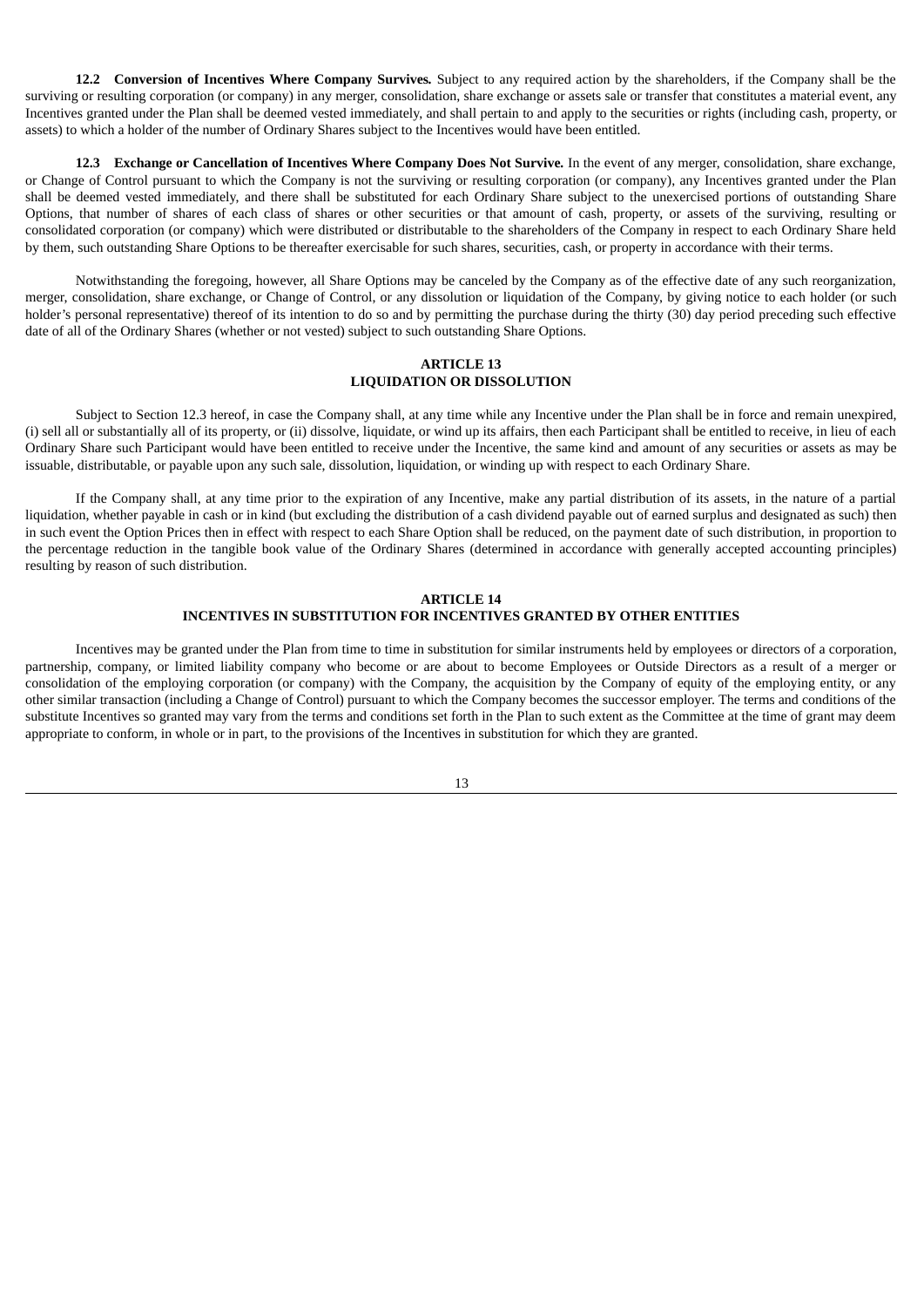**12.2 Conversion of Incentives Where Company Survives.** Subject to any required action by the shareholders, if the Company shall be the surviving or resulting corporation (or company) in any merger, consolidation, share exchange or assets sale or transfer that constitutes a material event, any Incentives granted under the Plan shall be deemed vested immediately, and shall pertain to and apply to the securities or rights (including cash, property, or assets) to which a holder of the number of Ordinary Shares subject to the Incentives would have been entitled.

**12.3 Exchange or Cancellation of Incentives Where Company Does Not Survive.** In the event of any merger, consolidation, share exchange, or Change of Control pursuant to which the Company is not the surviving or resulting corporation (or company), any Incentives granted under the Plan shall be deemed vested immediately, and there shall be substituted for each Ordinary Share subject to the unexercised portions of outstanding Share Options, that number of shares of each class of shares or other securities or that amount of cash, property, or assets of the surviving, resulting or consolidated corporation (or company) which were distributed or distributable to the shareholders of the Company in respect to each Ordinary Share held by them, such outstanding Share Options to be thereafter exercisable for such shares, securities, cash, or property in accordance with their terms.

Notwithstanding the foregoing, however, all Share Options may be canceled by the Company as of the effective date of any such reorganization, merger, consolidation, share exchange, or Change of Control, or any dissolution or liquidation of the Company, by giving notice to each holder (or such holder's personal representative) thereof of its intention to do so and by permitting the purchase during the thirty (30) day period preceding such effective date of all of the Ordinary Shares (whether or not vested) subject to such outstanding Share Options.

## ARTICLE 13
## LIQUIDATION OR DISSOLUTION

Subject to Section 12.3 hereof, in case the Company shall, at any time while any Incentive under the Plan shall be in force and remain unexpired, (i) sell all or substantially all of its property, or (ii) dissolve, liquidate, or wind up its affairs, then each Participant shall be entitled to receive, in lieu of each Ordinary Share such Participant would have been entitled to receive under the Incentive, the same kind and amount of any securities or assets as may be issuable, distributable, or payable upon any such sale, dissolution, liquidation, or winding up with respect to each Ordinary Share.

If the Company shall, at any time prior to the expiration of any Incentive, make any partial distribution of its assets, in the nature of a partial liquidation, whether payable in cash or in kind (but excluding the distribution of a cash dividend payable out of earned surplus and designated as such) then in such event the Option Prices then in effect with respect to each Share Option shall be reduced, on the payment date of such distribution, in proportion to the percentage reduction in the tangible book value of the Ordinary Shares (determined in accordance with generally accepted accounting principles) resulting by reason of such distribution.

## ARTICLE 14
## INCENTIVES IN SUBSTITUTION FOR INCENTIVES GRANTED BY OTHER ENTITIES

Incentives may be granted under the Plan from time to time in substitution for similar instruments held by employees or directors of a corporation, partnership, company, or limited liability company who become or are about to become Employees or Outside Directors as a result of a merger or consolidation of the employing corporation (or company) with the Company, the acquisition by the Company of equity of the employing entity, or any other similar transaction (including a Change of Control) pursuant to which the Company becomes the successor employer. The terms and conditions of the substitute Incentives so granted may vary from the terms and conditions set forth in the Plan to such extent as the Committee at the time of grant may deem appropriate to conform, in whole or in part, to the provisions of the Incentives in substitution for which they are granted.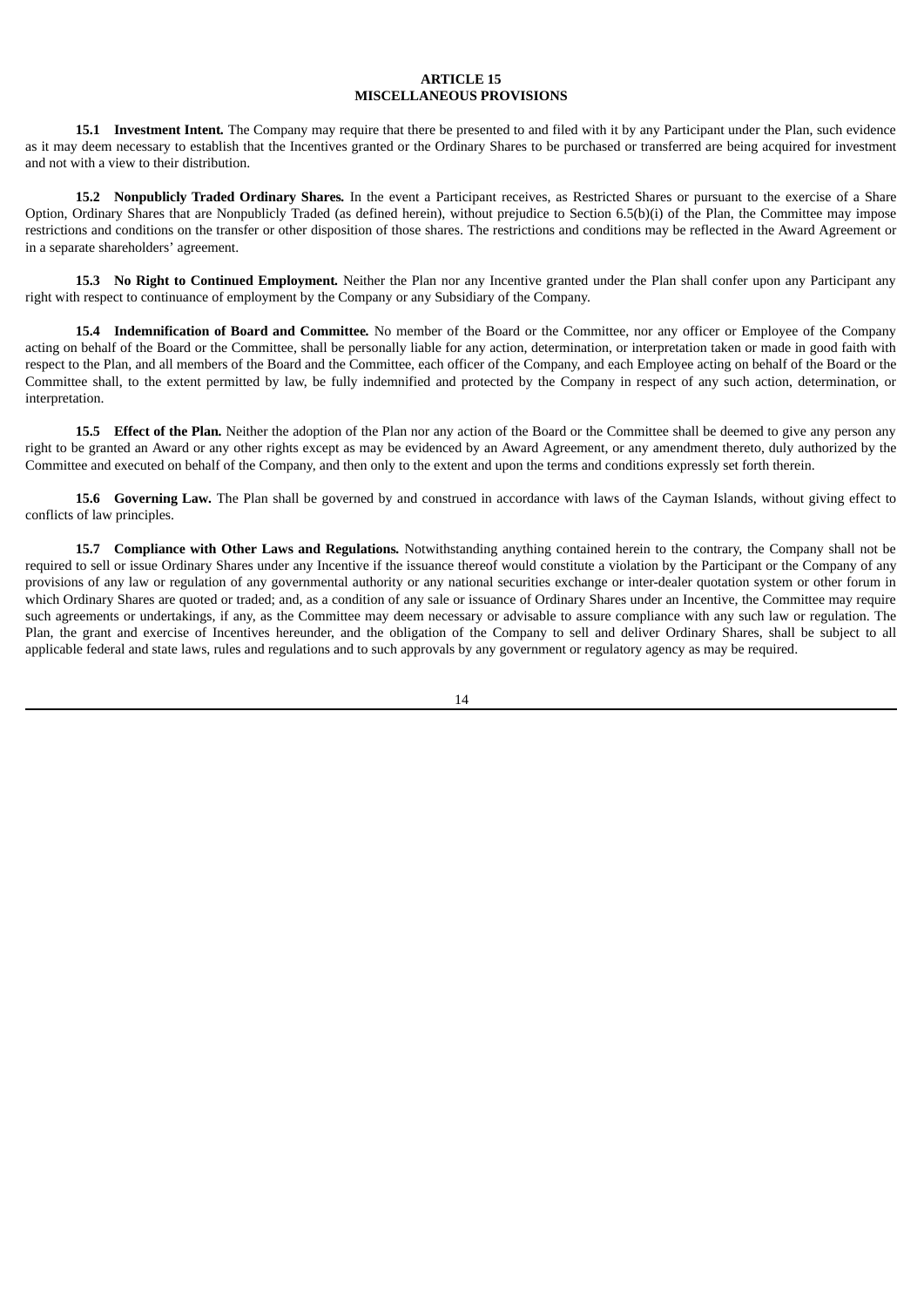## ARTICLE 15
## MISCELLANEOUS PROVISIONS

**15.1 Investment Intent.** The Company may require that there be presented to and filed with it by any Participant under the Plan, such evidence as it may deem necessary to establish that the Incentives granted or the Ordinary Shares to be purchased or transferred are being acquired for investment and not with a view to their distribution.

**15.2 Nonpublicly Traded Ordinary Shares.** In the event a Participant receives, as Restricted Shares or pursuant to the exercise of a Share Option, Ordinary Shares that are Nonpublicly Traded (as defined herein), without prejudice to Section 6.5(b)(i) of the Plan, the Committee may impose restrictions and conditions on the transfer or other disposition of those shares. The restrictions and conditions may be reflected in the Award Agreement or in a separate shareholders' agreement.

**15.3 No Right to Continued Employment.** Neither the Plan nor any Incentive granted under the Plan shall confer upon any Participant any right with respect to continuance of employment by the Company or any Subsidiary of the Company.

**15.4 Indemnification of Board and Committee.** No member of the Board or the Committee, nor any officer or Employee of the Company acting on behalf of the Board or the Committee, shall be personally liable for any action, determination, or interpretation taken or made in good faith with respect to the Plan, and all members of the Board and the Committee, each officer of the Company, and each Employee acting on behalf of the Board or the Committee shall, to the extent permitted by law, be fully indemnified and protected by the Company in respect of any such action, determination, or interpretation.

**15.5 Effect of the Plan.** Neither the adoption of the Plan nor any action of the Board or the Committee shall be deemed to give any person any right to be granted an Award or any other rights except as may be evidenced by an Award Agreement, or any amendment thereto, duly authorized by the Committee and executed on behalf of the Company, and then only to the extent and upon the terms and conditions expressly set forth therein.

**15.6 Governing Law.** The Plan shall be governed by and construed in accordance with laws of the Cayman Islands, without giving effect to conflicts of law principles.

**15.7 Compliance with Other Laws and Regulations.** Notwithstanding anything contained herein to the contrary, the Company shall not be required to sell or issue Ordinary Shares under any Incentive if the issuance thereof would constitute a violation by the Participant or the Company of any provisions of any law or regulation of any governmental authority or any national securities exchange or inter-dealer quotation system or other forum in which Ordinary Shares are quoted or traded; and, as a condition of any sale or issuance of Ordinary Shares under an Incentive, the Committee may require such agreements or undertakings, if any, as the Committee may deem necessary or advisable to assure compliance with any such law or regulation. The Plan, the grant and exercise of Incentives hereunder, and the obligation of the Company to sell and deliver Ordinary Shares, shall be subject to all applicable federal and state laws, rules and regulations and to such approvals by any government or regulatory agency as may be required.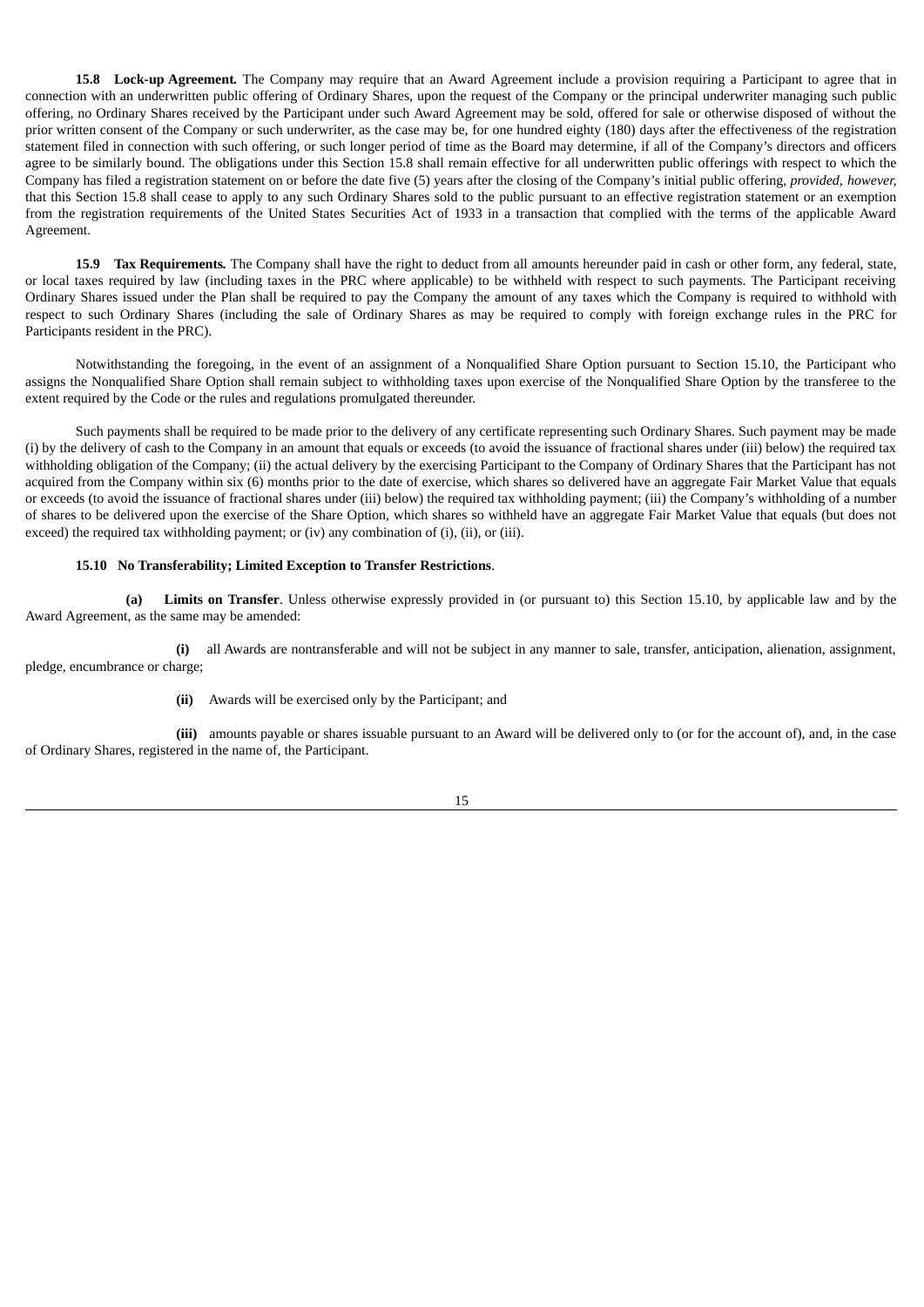**15.8 Lock-up Agreement.** The Company may require that an Award Agreement include a provision requiring a Participant to agree that in connection with an underwritten public offering of Ordinary Shares, upon the request of the Company or the principal underwriter managing such public offering, no Ordinary Shares received by the Participant under such Award Agreement may be sold, offered for sale or otherwise disposed of without the prior written consent of the Company or such underwriter, as the case may be, for one hundred eighty (180) days after the effectiveness of the registration statement filed in connection with such offering, or such longer period of time as the Board may determine, if all of the Company's directors and officers agree to be similarly bound. The obligations under this Section 15.8 shall remain effective for all underwritten public offerings with respect to which the Company has filed a registration statement on or before the date five (5) years after the closing of the Company's initial public offering, *provided, however,* that this Section 15.8 shall cease to apply to any such Ordinary Shares sold to the public pursuant to an effective registration statement or an exemption from the registration requirements of the United States Securities Act of 1933 in a transaction that complied with the terms of the applicable Award Agreement.

**15.9 Tax Requirements.** The Company shall have the right to deduct from all amounts hereunder paid in cash or other form, any federal, state, or local taxes required by law (including taxes in the PRC where applicable) to be withheld with respect to such payments. The Participant receiving Ordinary Shares issued under the Plan shall be required to pay the Company the amount of any taxes which the Company is required to withhold with respect to such Ordinary Shares (including the sale of Ordinary Shares as may be required to comply with foreign exchange rules in the PRC for Participants resident in the PRC).

Notwithstanding the foregoing, in the event of an assignment of a Nonqualified Share Option pursuant to Section 15.10, the Participant who assigns the Nonqualified Share Option shall remain subject to withholding taxes upon exercise of the Nonqualified Share Option by the transferee to the extent required by the Code or the rules and regulations promulgated thereunder.

Such payments shall be required to be made prior to the delivery of any certificate representing such Ordinary Shares. Such payment may be made (i) by the delivery of cash to the Company in an amount that equals or exceeds (to avoid the issuance of fractional shares under (iii) below) the required tax withholding obligation of the Company; (ii) the actual delivery by the exercising Participant to the Company of Ordinary Shares that the Participant has not acquired from the Company within six (6) months prior to the date of exercise, which shares so delivered have an aggregate Fair Market Value that equals or exceeds (to avoid the issuance of fractional shares under (iii) below) the required tax withholding payment; (iii) the Company's withholding of a number of shares to be delivered upon the exercise of the Share Option, which shares so withheld have an aggregate Fair Market Value that equals (but does not exceed) the required tax withholding payment; or (iv) any combination of (i), (ii), or (iii).

**15.10 No Transferability; Limited Exception to Transfer Restrictions**.

**(a) Limits on Transfer**. Unless otherwise expressly provided in (or pursuant to) this Section 15.10, by applicable law and by the Award Agreement, as the same may be amended:

**(i)** all Awards are nontransferable and will not be subject in any manner to sale, transfer, anticipation, alienation, assignment, pledge, encumbrance or charge;

**(ii)** Awards will be exercised only by the Participant; and

**(iii)** amounts payable or shares issuable pursuant to an Award will be delivered only to (or for the account of), and, in the case of Ordinary Shares, registered in the name of, the Participant.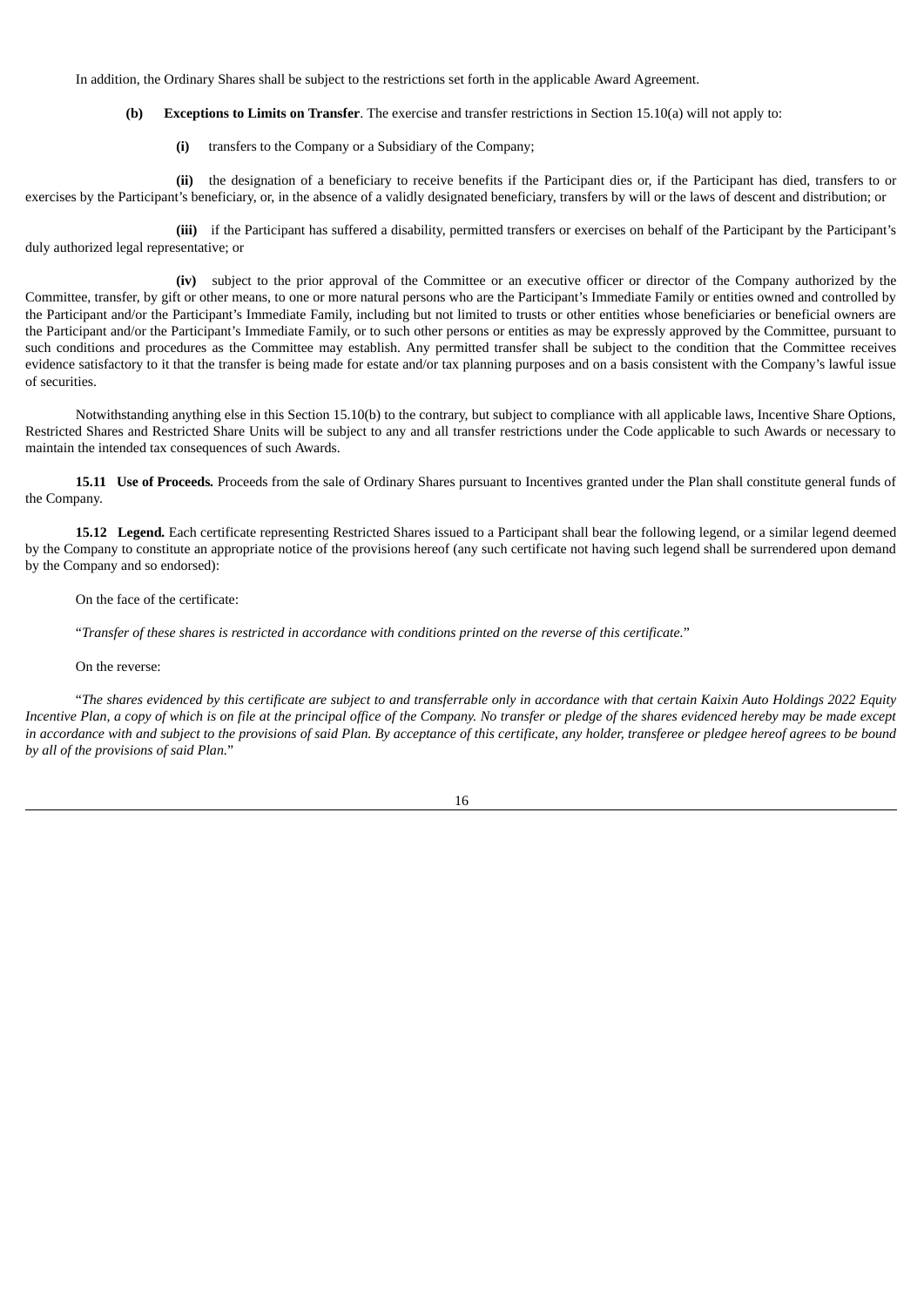In addition, the Ordinary Shares shall be subject to the restrictions set forth in the applicable Award Agreement.

**(b) Exceptions to Limits on Transfer**. The exercise and transfer restrictions in Section 15.10(a) will not apply to:

**(i)** transfers to the Company or a Subsidiary of the Company;

**(ii)** the designation of a beneficiary to receive benefits if the Participant dies or, if the Participant has died, transfers to or exercises by the Participant's beneficiary, or, in the absence of a validly designated beneficiary, transfers by will or the laws of descent and distribution; or

**(iii)** if the Participant has suffered a disability, permitted transfers or exercises on behalf of the Participant by the Participant's duly authorized legal representative; or

**(iv)** subject to the prior approval of the Committee or an executive officer or director of the Company authorized by the Committee, transfer, by gift or other means, to one or more natural persons who are the Participant's Immediate Family or entities owned and controlled by the Participant and/or the Participant's Immediate Family, including but not limited to trusts or other entities whose beneficiaries or beneficial owners are the Participant and/or the Participant's Immediate Family, or to such other persons or entities as may be expressly approved by the Committee, pursuant to such conditions and procedures as the Committee may establish. Any permitted transfer shall be subject to the condition that the Committee receives evidence satisfactory to it that the transfer is being made for estate and/or tax planning purposes and on a basis consistent with the Company's lawful issue of securities.

Notwithstanding anything else in this Section 15.10(b) to the contrary, but subject to compliance with all applicable laws, Incentive Share Options, Restricted Shares and Restricted Share Units will be subject to any and all transfer restrictions under the Code applicable to such Awards or necessary to maintain the intended tax consequences of such Awards.

**15.11 Use of Proceeds.** Proceeds from the sale of Ordinary Shares pursuant to Incentives granted under the Plan shall constitute general funds of the Company.

**15.12 Legend.** Each certificate representing Restricted Shares issued to a Participant shall bear the following legend, or a similar legend deemed by the Company to constitute an appropriate notice of the provisions hereof (any such certificate not having such legend shall be surrendered upon demand by the Company and so endorsed):

On the face of the certificate:

"*Transfer of these shares is restricted in accordance with conditions printed on the reverse of this certificate.*"

On the reverse:

"*The shares evidenced by this certificate are subject to and transferrable only in accordance with that certain Kaixin Auto Holdings 2022 Equity Incentive Plan, a copy of which is on file at the principal office of the Company. No transfer or pledge of the shares evidenced hereby may be made except in accordance with and subject to the provisions of said Plan. By acceptance of this certificate, any holder, transferee or pledgee hereof agrees to be bound by all of the provisions of said Plan.*"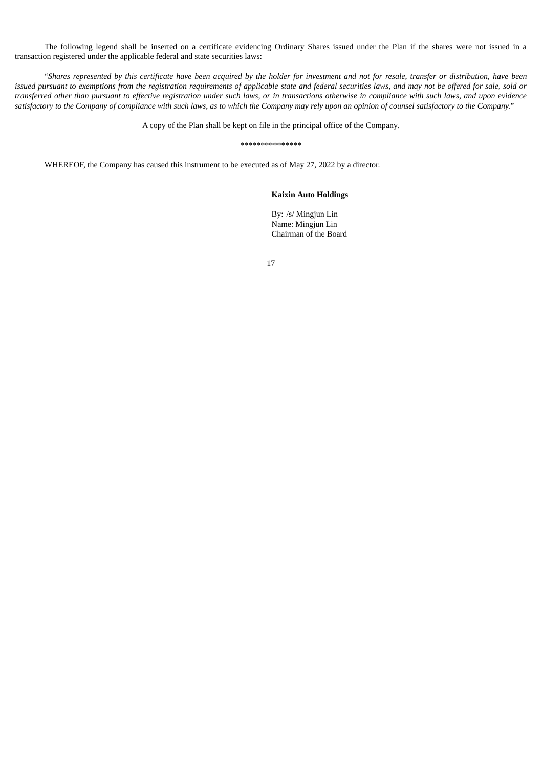The following legend shall be inserted on a certificate evidencing Ordinary Shares issued under the Plan if the shares were not issued in a transaction registered under the applicable federal and state securities laws:

"*Shares represented by this certificate have been acquired by the holder for investment and not for resale, transfer or distribution, have been issued pursuant to exemptions from the registration requirements of applicable state and federal securities laws, and may not be offered for sale, sold or transferred other than pursuant to effective registration under such laws, or in transactions otherwise in compliance with such laws, and upon evidence satisfactory to the Company of compliance with such laws, as to which the Company may rely upon an opinion of counsel satisfactory to the Company.*"

A copy of the Plan shall be kept on file in the principal office of the Company.

***************

WHEREOF, the Company has caused this instrument to be executed as of May 27, 2022 by a director.

**Kaixin Auto Holdings**

By: /s/ Mingjun Lin
Name: Mingjun Lin
Chairman of the Board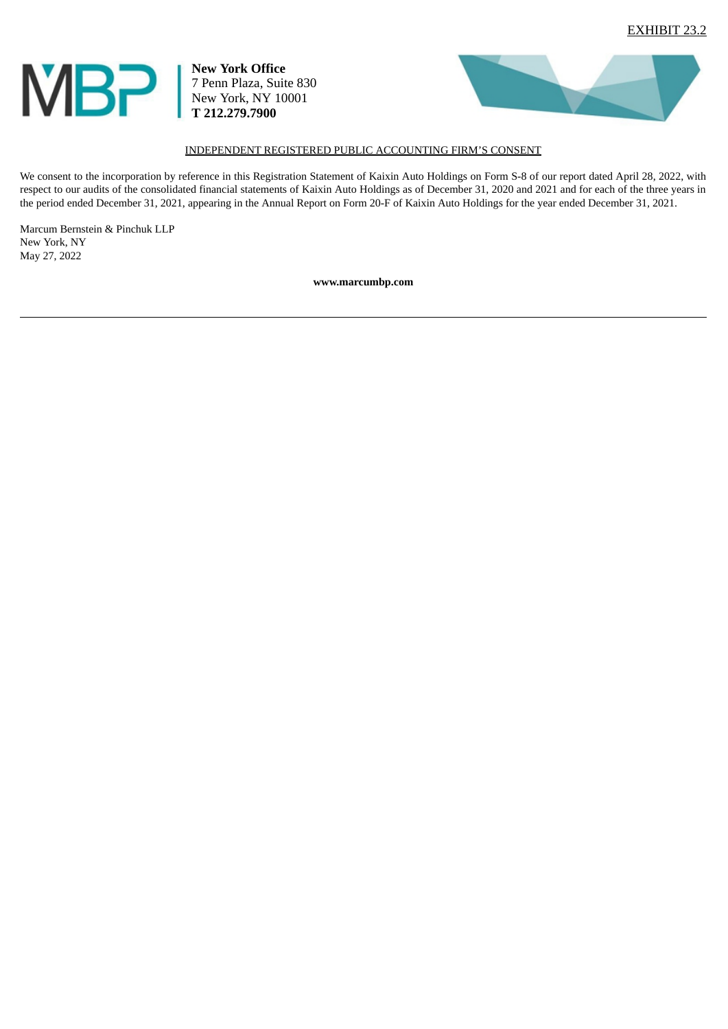EXHIBIT 23.2

MBP | **New York Office**
7 Penn Plaza, Suite 830
New York, NY 10001
**T 212.279.7900**

INDEPENDENT REGISTERED PUBLIC ACCOUNTING FIRM'S CONSENT

We consent to the incorporation by reference in this Registration Statement of Kaixin Auto Holdings on Form S-8 of our report dated April 28, 2022, with respect to our audits of the consolidated financial statements of Kaixin Auto Holdings as of December 31, 2020 and 2021 and for each of the three years in the period ended December 31, 2021, appearing in the Annual Report on Form 20-F of Kaixin Auto Holdings for the year ended December 31, 2021.

Marcum Bernstein & Pinchuk LLP
New York, NY
May 27, 2022

**www.marcumbp.com**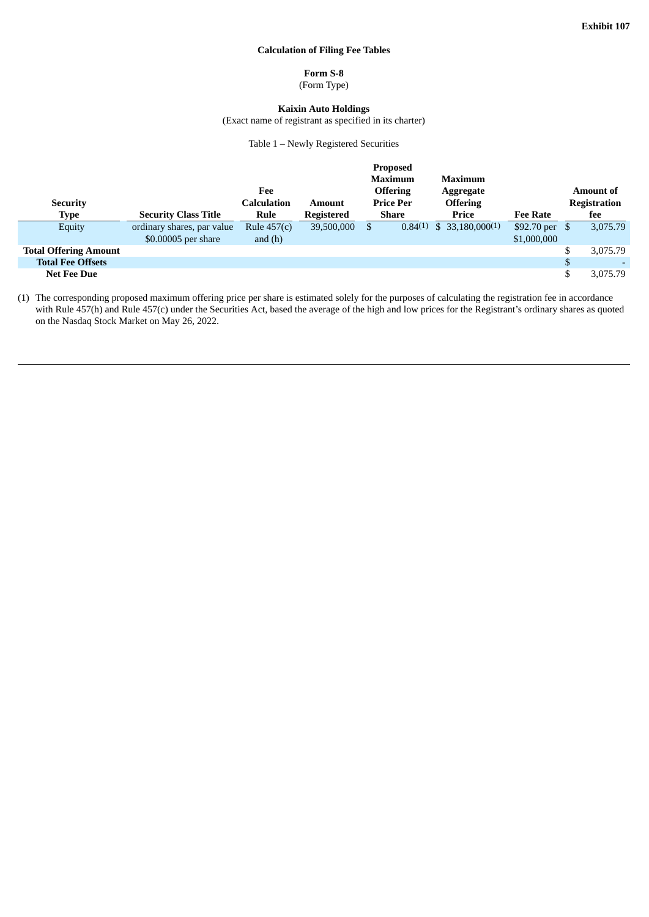**Exhibit 107**

**Calculation of Filing Fee Tables**

**Form S-8**
(Form Type)

**Kaixin Auto Holdings**
(Exact name of registrant as specified in its charter)

Table 1 – Newly Registered Securities

| Security Type | Security Class Title | Fee Calculation Rule | Amount Registered | Proposed Maximum Offering Price Per Share | Maximum Aggregate Offering Price | Fee Rate | Amount of Registration fee |
|---|---|---|---|---|---|---|---|
| Equity | ordinary shares, par value $0.00005 per share | Rule 457(c) and (h) | 39,500,000 | $ 0.84(1) | $ 33,180,000(1) | $92.70 per $1,000,000 | $ 3,075.79 |
| **Total Offering Amount** | | | | | | | $ 3,075.79 |
| **Total Fee Offsets** | | | | | | | $ - |
| **Net Fee Due** | | | | | | | $ 3,075.79 |

(1) The corresponding proposed maximum offering price per share is estimated solely for the purposes of calculating the registration fee in accordance with Rule 457(h) and Rule 457(c) under the Securities Act, based the average of the high and low prices for the Registrant's ordinary shares as quoted on the Nasdaq Stock Market on May 26, 2022.